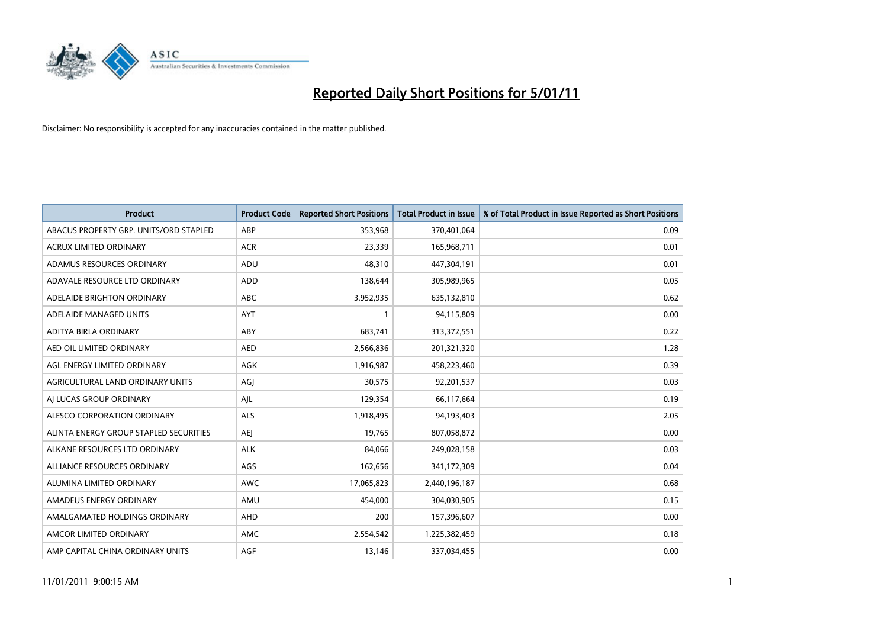# Reported Daily Short Positions for 5/01/11

Disclaimer: No responsibility is accepted for any inaccuracies contained in the matter published.

| Product | Product Code | Reported Short Positions | Total Product in Issue | % of Total Product in Issue Reported as Short Positions |
|---|---|---|---|---|
| ABACUS PROPERTY GRP. UNITS/ORD STAPLED | ABP | 353,968 | 370,401,064 | 0.09 |
| ACRUX LIMITED ORDINARY | ACR | 23,339 | 165,968,711 | 0.01 |
| ADAMUS RESOURCES ORDINARY | ADU | 48,310 | 447,304,191 | 0.01 |
| ADAVALE RESOURCE LTD ORDINARY | ADD | 138,644 | 305,989,965 | 0.05 |
| ADELAIDE BRIGHTON ORDINARY | ABC | 3,952,935 | 635,132,810 | 0.62 |
| ADELAIDE MANAGED UNITS | AYT | 1 | 94,115,809 | 0.00 |
| ADITYA BIRLA ORDINARY | ABY | 683,741 | 313,372,551 | 0.22 |
| AED OIL LIMITED ORDINARY | AED | 2,566,836 | 201,321,320 | 1.28 |
| AGL ENERGY LIMITED ORDINARY | AGK | 1,916,987 | 458,223,460 | 0.39 |
| AGRICULTURAL LAND ORDINARY UNITS | AGJ | 30,575 | 92,201,537 | 0.03 |
| AJ LUCAS GROUP ORDINARY | AJL | 129,354 | 66,117,664 | 0.19 |
| ALESCO CORPORATION ORDINARY | ALS | 1,918,495 | 94,193,403 | 2.05 |
| ALINTA ENERGY GROUP STAPLED SECURITIES | AEJ | 19,765 | 807,058,872 | 0.00 |
| ALKANE RESOURCES LTD ORDINARY | ALK | 84,066 | 249,028,158 | 0.03 |
| ALLIANCE RESOURCES ORDINARY | AGS | 162,656 | 341,172,309 | 0.04 |
| ALUMINA LIMITED ORDINARY | AWC | 17,065,823 | 2,440,196,187 | 0.68 |
| AMADEUS ENERGY ORDINARY | AMU | 454,000 | 304,030,905 | 0.15 |
| AMALGAMATED HOLDINGS ORDINARY | AHD | 200 | 157,396,607 | 0.00 |
| AMCOR LIMITED ORDINARY | AMC | 2,554,542 | 1,225,382,459 | 0.18 |
| AMP CAPITAL CHINA ORDINARY UNITS | AGF | 13,146 | 337,034,455 | 0.00 |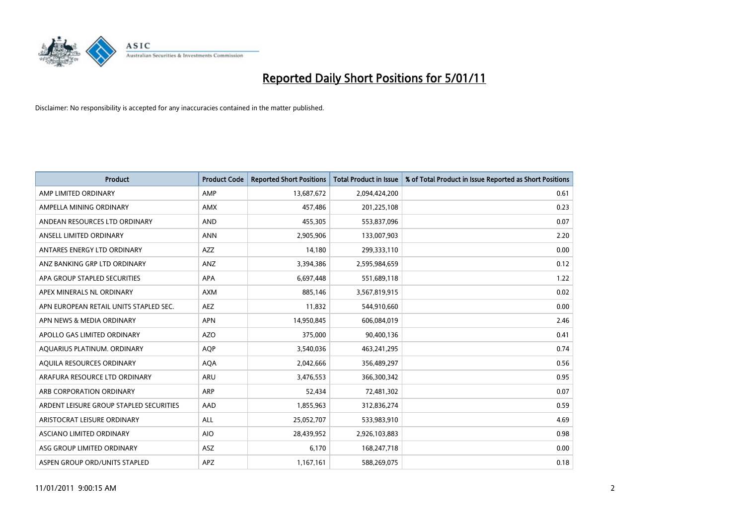# Reported Daily Short Positions for 5/01/11

Disclaimer: No responsibility is accepted for any inaccuracies contained in the matter published.

| Product | Product Code | Reported Short Positions | Total Product in Issue | % of Total Product in Issue Reported as Short Positions |
|---|---|---|---|---|
| AMP LIMITED ORDINARY | AMP | 13,687,672 | 2,094,424,200 | 0.61 |
| AMPELLA MINING ORDINARY | AMX | 457,486 | 201,225,108 | 0.23 |
| ANDEAN RESOURCES LTD ORDINARY | AND | 455,305 | 553,837,096 | 0.07 |
| ANSELL LIMITED ORDINARY | ANN | 2,905,906 | 133,007,903 | 2.20 |
| ANTARES ENERGY LTD ORDINARY | AZZ | 14,180 | 299,333,110 | 0.00 |
| ANZ BANKING GRP LTD ORDINARY | ANZ | 3,394,386 | 2,595,984,659 | 0.12 |
| APA GROUP STAPLED SECURITIES | APA | 6,697,448 | 551,689,118 | 1.22 |
| APEX MINERALS NL ORDINARY | AXM | 885,146 | 3,567,819,915 | 0.02 |
| APN EUROPEAN RETAIL UNITS STAPLED SEC. | AEZ | 11,832 | 544,910,660 | 0.00 |
| APN NEWS & MEDIA ORDINARY | APN | 14,950,845 | 606,084,019 | 2.46 |
| APOLLO GAS LIMITED ORDINARY | AZO | 375,000 | 90,400,136 | 0.41 |
| AQUARIUS PLATINUM. ORDINARY | AQP | 3,540,036 | 463,241,295 | 0.74 |
| AQUILA RESOURCES ORDINARY | AQA | 2,042,666 | 356,489,297 | 0.56 |
| ARAFURA RESOURCE LTD ORDINARY | ARU | 3,476,553 | 366,300,342 | 0.95 |
| ARB CORPORATION ORDINARY | ARP | 52,434 | 72,481,302 | 0.07 |
| ARDENT LEISURE GROUP STAPLED SECURITIES | AAD | 1,855,963 | 312,836,274 | 0.59 |
| ARISTOCRAT LEISURE ORDINARY | ALL | 25,052,707 | 533,983,910 | 4.69 |
| ASCIANO LIMITED ORDINARY | AIO | 28,439,952 | 2,926,103,883 | 0.98 |
| ASG GROUP LIMITED ORDINARY | ASZ | 6,170 | 168,247,718 | 0.00 |
| ASPEN GROUP ORD/UNITS STAPLED | APZ | 1,167,161 | 588,269,075 | 0.18 |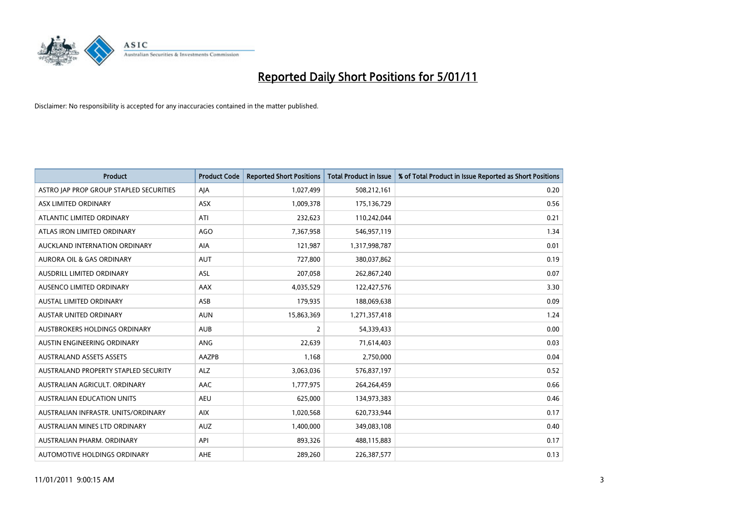# Reported Daily Short Positions for 5/01/11

Disclaimer: No responsibility is accepted for any inaccuracies contained in the matter published.

| Product | Product Code | Reported Short Positions | Total Product in Issue | % of Total Product in Issue Reported as Short Positions |
|---|---|---|---|---|
| ASTRO JAP PROP GROUP STAPLED SECURITIES | AJA | 1,027,499 | 508,212,161 | 0.20 |
| ASX LIMITED ORDINARY | ASX | 1,009,378 | 175,136,729 | 0.56 |
| ATLANTIC LIMITED ORDINARY | ATI | 232,623 | 110,242,044 | 0.21 |
| ATLAS IRON LIMITED ORDINARY | AGO | 7,367,958 | 546,957,119 | 1.34 |
| AUCKLAND INTERNATION ORDINARY | AIA | 121,987 | 1,317,998,787 | 0.01 |
| AURORA OIL & GAS ORDINARY | AUT | 727,800 | 380,037,862 | 0.19 |
| AUSDRILL LIMITED ORDINARY | ASL | 207,058 | 262,867,240 | 0.07 |
| AUSENCO LIMITED ORDINARY | AAX | 4,035,529 | 122,427,576 | 3.30 |
| AUSTAL LIMITED ORDINARY | ASB | 179,935 | 188,069,638 | 0.09 |
| AUSTAR UNITED ORDINARY | AUN | 15,863,369 | 1,271,357,418 | 1.24 |
| AUSTBROKERS HOLDINGS ORDINARY | AUB | 2 | 54,339,433 | 0.00 |
| AUSTIN ENGINEERING ORDINARY | ANG | 22,639 | 71,614,403 | 0.03 |
| AUSTRALAND ASSETS ASSETS | AAZPB | 1,168 | 2,750,000 | 0.04 |
| AUSTRALAND PROPERTY STAPLED SECURITY | ALZ | 3,063,036 | 576,837,197 | 0.52 |
| AUSTRALIAN AGRICULT. ORDINARY | AAC | 1,777,975 | 264,264,459 | 0.66 |
| AUSTRALIAN EDUCATION UNITS | AEU | 625,000 | 134,973,383 | 0.46 |
| AUSTRALIAN INFRASTR. UNITS/ORDINARY | AIX | 1,020,568 | 620,733,944 | 0.17 |
| AUSTRALIAN MINES LTD ORDINARY | AUZ | 1,400,000 | 349,083,108 | 0.40 |
| AUSTRALIAN PHARM. ORDINARY | API | 893,326 | 488,115,883 | 0.17 |
| AUTOMOTIVE HOLDINGS ORDINARY | AHE | 289,260 | 226,387,577 | 0.13 |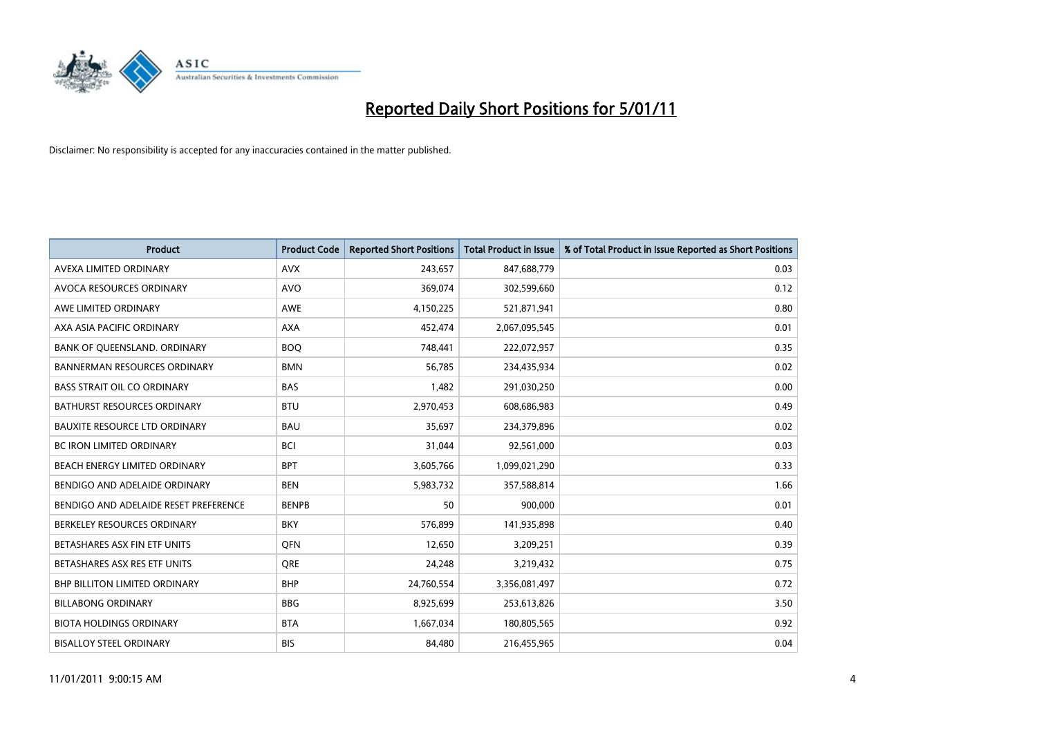# Reported Daily Short Positions for 5/01/11

Disclaimer: No responsibility is accepted for any inaccuracies contained in the matter published.

| Product | Product Code | Reported Short Positions | Total Product in Issue | % of Total Product in Issue Reported as Short Positions |
|---|---|---|---|---|
| AVEXA LIMITED ORDINARY | AVX | 243,657 | 847,688,779 | 0.03 |
| AVOCA RESOURCES ORDINARY | AVO | 369,074 | 302,599,660 | 0.12 |
| AWE LIMITED ORDINARY | AWE | 4,150,225 | 521,871,941 | 0.80 |
| AXA ASIA PACIFIC ORDINARY | AXA | 452,474 | 2,067,095,545 | 0.01 |
| BANK OF QUEENSLAND. ORDINARY | BOQ | 748,441 | 222,072,957 | 0.35 |
| BANNERMAN RESOURCES ORDINARY | BMN | 56,785 | 234,435,934 | 0.02 |
| BASS STRAIT OIL CO ORDINARY | BAS | 1,482 | 291,030,250 | 0.00 |
| BATHURST RESOURCES ORDINARY | BTU | 2,970,453 | 608,686,983 | 0.49 |
| BAUXITE RESOURCE LTD ORDINARY | BAU | 35,697 | 234,379,896 | 0.02 |
| BC IRON LIMITED ORDINARY | BCI | 31,044 | 92,561,000 | 0.03 |
| BEACH ENERGY LIMITED ORDINARY | BPT | 3,605,766 | 1,099,021,290 | 0.33 |
| BENDIGO AND ADELAIDE ORDINARY | BEN | 5,983,732 | 357,588,814 | 1.66 |
| BENDIGO AND ADELAIDE RESET PREFERENCE | BENPB | 50 | 900,000 | 0.01 |
| BERKELEY RESOURCES ORDINARY | BKY | 576,899 | 141,935,898 | 0.40 |
| BETASHARES ASX FIN ETF UNITS | QFN | 12,650 | 3,209,251 | 0.39 |
| BETASHARES ASX RES ETF UNITS | QRE | 24,248 | 3,219,432 | 0.75 |
| BHP BILLITON LIMITED ORDINARY | BHP | 24,760,554 | 3,356,081,497 | 0.72 |
| BILLABONG ORDINARY | BBG | 8,925,699 | 253,613,826 | 3.50 |
| BIOTA HOLDINGS ORDINARY | BTA | 1,667,034 | 180,805,565 | 0.92 |
| BISALLOY STEEL ORDINARY | BIS | 84,480 | 216,455,965 | 0.04 |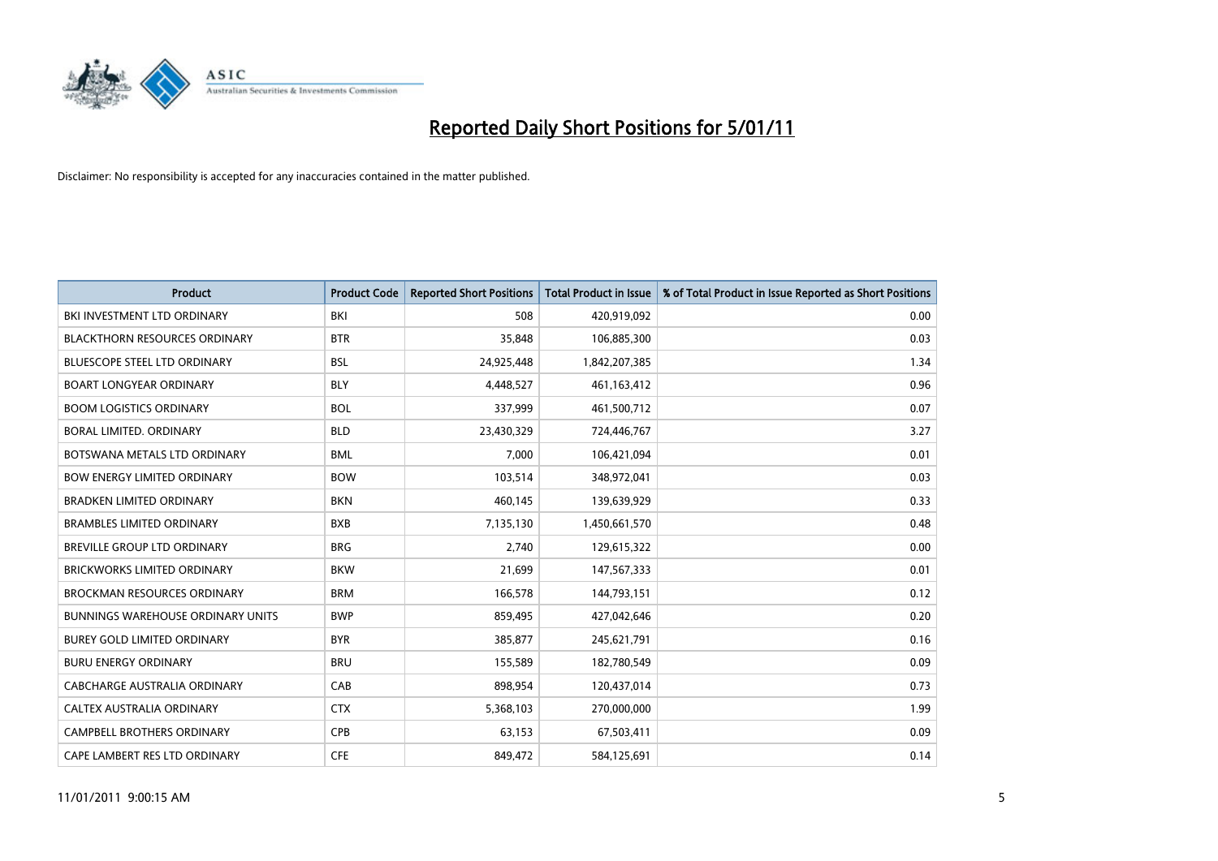# Reported Daily Short Positions for 5/01/11

Disclaimer: No responsibility is accepted for any inaccuracies contained in the matter published.

| Product | Product Code | Reported Short Positions | Total Product in Issue | % of Total Product in Issue Reported as Short Positions |
|---|---|---|---|---|
| BKI INVESTMENT LTD ORDINARY | BKI | 508 | 420,919,092 | 0.00 |
| BLACKTHORN RESOURCES ORDINARY | BTR | 35,848 | 106,885,300 | 0.03 |
| BLUESCOPE STEEL LTD ORDINARY | BSL | 24,925,448 | 1,842,207,385 | 1.34 |
| BOART LONGYEAR ORDINARY | BLY | 4,448,527 | 461,163,412 | 0.96 |
| BOOM LOGISTICS ORDINARY | BOL | 337,999 | 461,500,712 | 0.07 |
| BORAL LIMITED. ORDINARY | BLD | 23,430,329 | 724,446,767 | 3.27 |
| BOTSWANA METALS LTD ORDINARY | BML | 7,000 | 106,421,094 | 0.01 |
| BOW ENERGY LIMITED ORDINARY | BOW | 103,514 | 348,972,041 | 0.03 |
| BRADKEN LIMITED ORDINARY | BKN | 460,145 | 139,639,929 | 0.33 |
| BRAMBLES LIMITED ORDINARY | BXB | 7,135,130 | 1,450,661,570 | 0.48 |
| BREVILLE GROUP LTD ORDINARY | BRG | 2,740 | 129,615,322 | 0.00 |
| BRICKWORKS LIMITED ORDINARY | BKW | 21,699 | 147,567,333 | 0.01 |
| BROCKMAN RESOURCES ORDINARY | BRM | 166,578 | 144,793,151 | 0.12 |
| BUNNINGS WAREHOUSE ORDINARY UNITS | BWP | 859,495 | 427,042,646 | 0.20 |
| BUREY GOLD LIMITED ORDINARY | BYR | 385,877 | 245,621,791 | 0.16 |
| BURU ENERGY ORDINARY | BRU | 155,589 | 182,780,549 | 0.09 |
| CABCHARGE AUSTRALIA ORDINARY | CAB | 898,954 | 120,437,014 | 0.73 |
| CALTEX AUSTRALIA ORDINARY | CTX | 5,368,103 | 270,000,000 | 1.99 |
| CAMPBELL BROTHERS ORDINARY | CPB | 63,153 | 67,503,411 | 0.09 |
| CAPE LAMBERT RES LTD ORDINARY | CFE | 849,472 | 584,125,691 | 0.14 |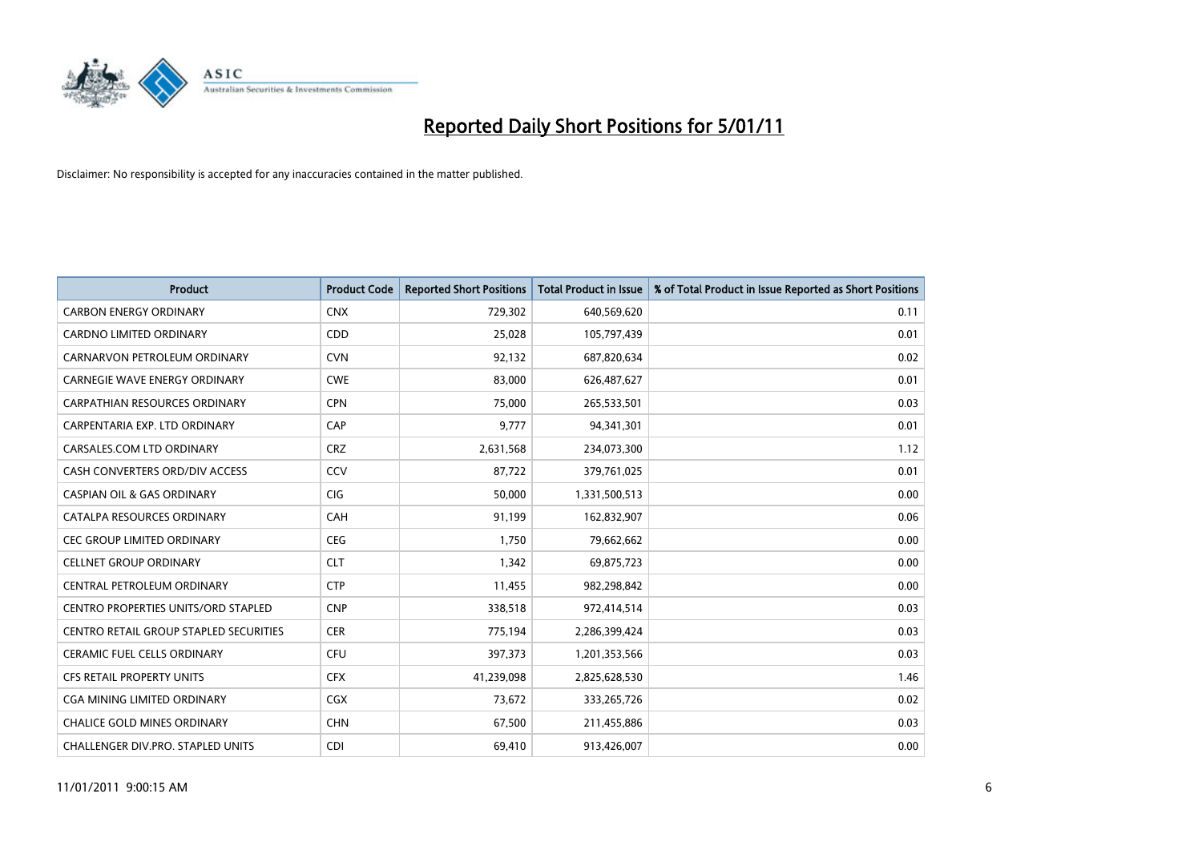# Reported Daily Short Positions for 5/01/11

Disclaimer: No responsibility is accepted for any inaccuracies contained in the matter published.

| Product | Product Code | Reported Short Positions | Total Product in Issue | % of Total Product in Issue Reported as Short Positions |
|---|---|---|---|---|
| CARBON ENERGY ORDINARY | CNX | 729,302 | 640,569,620 | 0.11 |
| CARDNO LIMITED ORDINARY | CDD | 25,028 | 105,797,439 | 0.01 |
| CARNARVON PETROLEUM ORDINARY | CVN | 92,132 | 687,820,634 | 0.02 |
| CARNEGIE WAVE ENERGY ORDINARY | CWE | 83,000 | 626,487,627 | 0.01 |
| CARPATHIAN RESOURCES ORDINARY | CPN | 75,000 | 265,533,501 | 0.03 |
| CARPENTARIA EXP. LTD ORDINARY | CAP | 9,777 | 94,341,301 | 0.01 |
| CARSALES.COM LTD ORDINARY | CRZ | 2,631,568 | 234,073,300 | 1.12 |
| CASH CONVERTERS ORD/DIV ACCESS | CCV | 87,722 | 379,761,025 | 0.01 |
| CASPIAN OIL & GAS ORDINARY | CIG | 50,000 | 1,331,500,513 | 0.00 |
| CATALPA RESOURCES ORDINARY | CAH | 91,199 | 162,832,907 | 0.06 |
| CEC GROUP LIMITED ORDINARY | CEG | 1,750 | 79,662,662 | 0.00 |
| CELLNET GROUP ORDINARY | CLT | 1,342 | 69,875,723 | 0.00 |
| CENTRAL PETROLEUM ORDINARY | CTP | 11,455 | 982,298,842 | 0.00 |
| CENTRO PROPERTIES UNITS/ORD STAPLED | CNP | 338,518 | 972,414,514 | 0.03 |
| CENTRO RETAIL GROUP STAPLED SECURITIES | CER | 775,194 | 2,286,399,424 | 0.03 |
| CERAMIC FUEL CELLS ORDINARY | CFU | 397,373 | 1,201,353,566 | 0.03 |
| CFS RETAIL PROPERTY UNITS | CFX | 41,239,098 | 2,825,628,530 | 1.46 |
| CGA MINING LIMITED ORDINARY | CGX | 73,672 | 333,265,726 | 0.02 |
| CHALICE GOLD MINES ORDINARY | CHN | 67,500 | 211,455,886 | 0.03 |
| CHALLENGER DIV.PRO. STAPLED UNITS | CDI | 69,410 | 913,426,007 | 0.00 |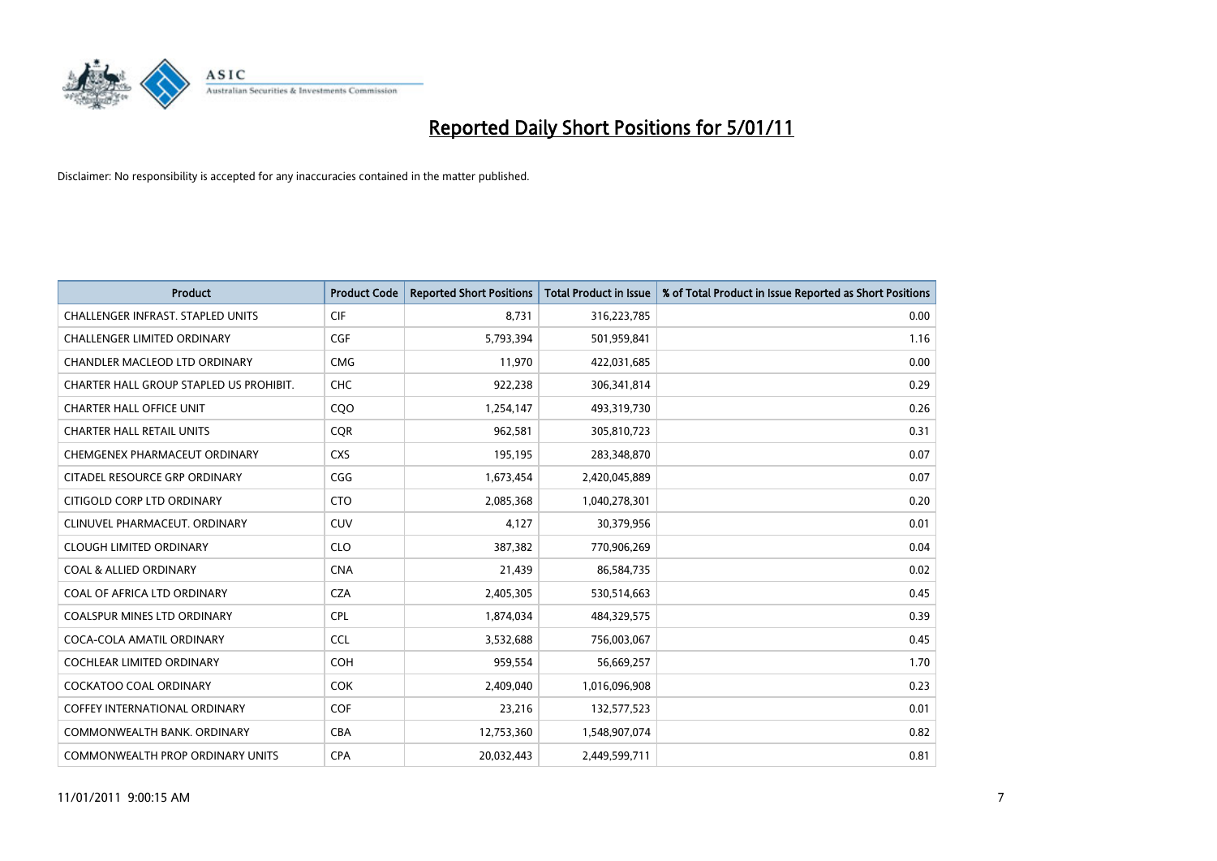# Reported Daily Short Positions for 5/01/11

Disclaimer: No responsibility is accepted for any inaccuracies contained in the matter published.

| Product | Product Code | Reported Short Positions | Total Product in Issue | % of Total Product in Issue Reported as Short Positions |
|---|---|---|---|---|
| CHALLENGER INFRAST. STAPLED UNITS | CIF | 8,731 | 316,223,785 | 0.00 |
| CHALLENGER LIMITED ORDINARY | CGF | 5,793,394 | 501,959,841 | 1.16 |
| CHANDLER MACLEOD LTD ORDINARY | CMG | 11,970 | 422,031,685 | 0.00 |
| CHARTER HALL GROUP STAPLED US PROHIBIT. | CHC | 922,238 | 306,341,814 | 0.29 |
| CHARTER HALL OFFICE UNIT | CQO | 1,254,147 | 493,319,730 | 0.26 |
| CHARTER HALL RETAIL UNITS | CQR | 962,581 | 305,810,723 | 0.31 |
| CHEMGENEX PHARMACEUT ORDINARY | CXS | 195,195 | 283,348,870 | 0.07 |
| CITADEL RESOURCE GRP ORDINARY | CGG | 1,673,454 | 2,420,045,889 | 0.07 |
| CITIGOLD CORP LTD ORDINARY | CTO | 2,085,368 | 1,040,278,301 | 0.20 |
| CLINUVEL PHARMACEUT. ORDINARY | CUV | 4,127 | 30,379,956 | 0.01 |
| CLOUGH LIMITED ORDINARY | CLO | 387,382 | 770,906,269 | 0.04 |
| COAL & ALLIED ORDINARY | CNA | 21,439 | 86,584,735 | 0.02 |
| COAL OF AFRICA LTD ORDINARY | CZA | 2,405,305 | 530,514,663 | 0.45 |
| COALSPUR MINES LTD ORDINARY | CPL | 1,874,034 | 484,329,575 | 0.39 |
| COCA-COLA AMATIL ORDINARY | CCL | 3,532,688 | 756,003,067 | 0.45 |
| COCHLEAR LIMITED ORDINARY | COH | 959,554 | 56,669,257 | 1.70 |
| COCKATOO COAL ORDINARY | COK | 2,409,040 | 1,016,096,908 | 0.23 |
| COFFEY INTERNATIONAL ORDINARY | COF | 23,216 | 132,577,523 | 0.01 |
| COMMONWEALTH BANK. ORDINARY | CBA | 12,753,360 | 1,548,907,074 | 0.82 |
| COMMONWEALTH PROP ORDINARY UNITS | CPA | 20,032,443 | 2,449,599,711 | 0.81 |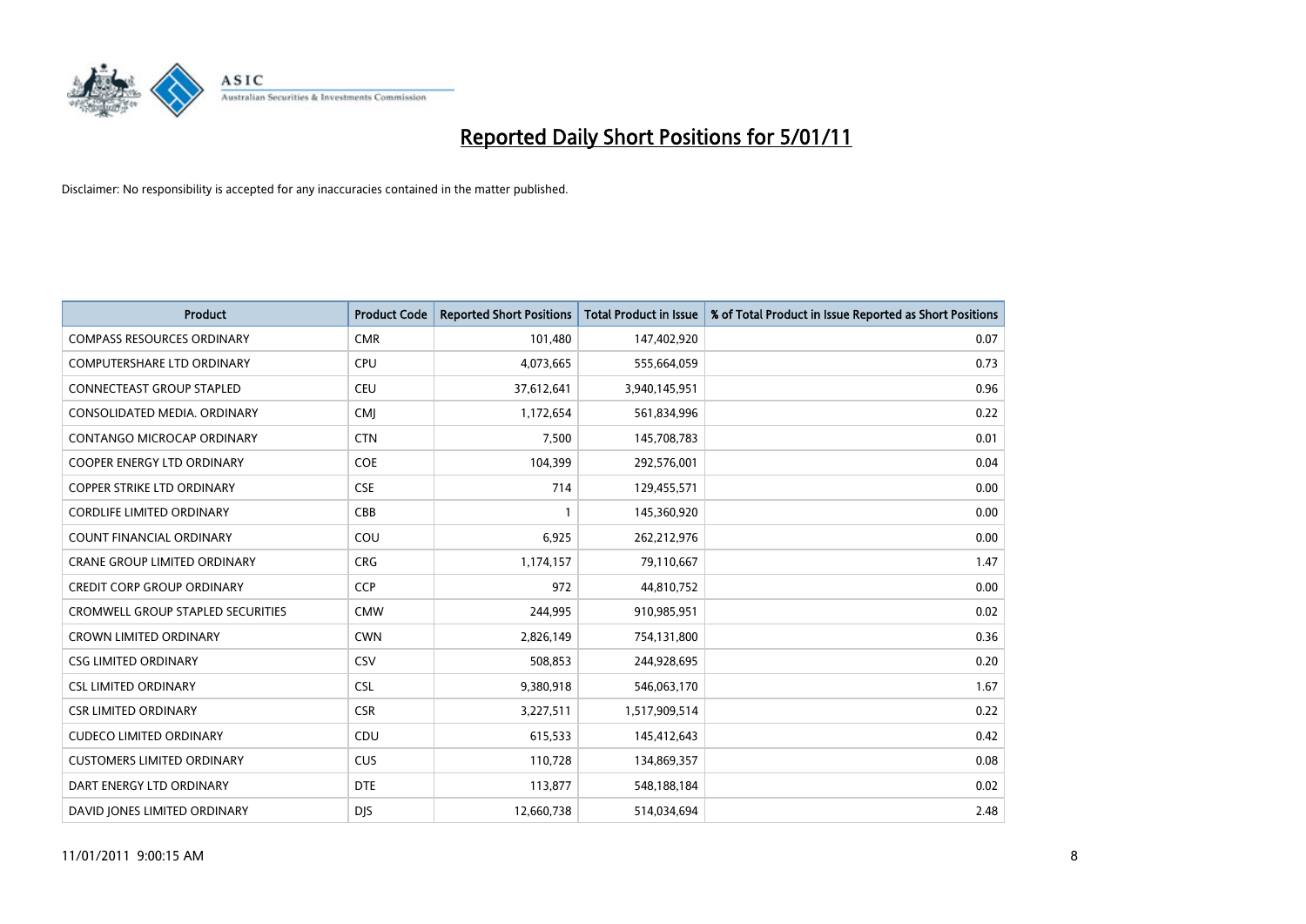# Reported Daily Short Positions for 5/01/11

Disclaimer: No responsibility is accepted for any inaccuracies contained in the matter published.

| Product | Product Code | Reported Short Positions | Total Product in Issue | % of Total Product in Issue Reported as Short Positions |
|---|---|---|---|---|
| COMPASS RESOURCES ORDINARY | CMR | 101,480 | 147,402,920 | 0.07 |
| COMPUTERSHARE LTD ORDINARY | CPU | 4,073,665 | 555,664,059 | 0.73 |
| CONNECTEAST GROUP STAPLED | CEU | 37,612,641 | 3,940,145,951 | 0.96 |
| CONSOLIDATED MEDIA. ORDINARY | CMJ | 1,172,654 | 561,834,996 | 0.22 |
| CONTANGO MICROCAP ORDINARY | CTN | 7,500 | 145,708,783 | 0.01 |
| COOPER ENERGY LTD ORDINARY | COE | 104,399 | 292,576,001 | 0.04 |
| COPPER STRIKE LTD ORDINARY | CSE | 714 | 129,455,571 | 0.00 |
| CORDLIFE LIMITED ORDINARY | CBB | 1 | 145,360,920 | 0.00 |
| COUNT FINANCIAL ORDINARY | COU | 6,925 | 262,212,976 | 0.00 |
| CRANE GROUP LIMITED ORDINARY | CRG | 1,174,157 | 79,110,667 | 1.47 |
| CREDIT CORP GROUP ORDINARY | CCP | 972 | 44,810,752 | 0.00 |
| CROMWELL GROUP STAPLED SECURITIES | CMW | 244,995 | 910,985,951 | 0.02 |
| CROWN LIMITED ORDINARY | CWN | 2,826,149 | 754,131,800 | 0.36 |
| CSG LIMITED ORDINARY | CSV | 508,853 | 244,928,695 | 0.20 |
| CSL LIMITED ORDINARY | CSL | 9,380,918 | 546,063,170 | 1.67 |
| CSR LIMITED ORDINARY | CSR | 3,227,511 | 1,517,909,514 | 0.22 |
| CUDECO LIMITED ORDINARY | CDU | 615,533 | 145,412,643 | 0.42 |
| CUSTOMERS LIMITED ORDINARY | CUS | 110,728 | 134,869,357 | 0.08 |
| DART ENERGY LTD ORDINARY | DTE | 113,877 | 548,188,184 | 0.02 |
| DAVID JONES LIMITED ORDINARY | DJS | 12,660,738 | 514,034,694 | 2.48 |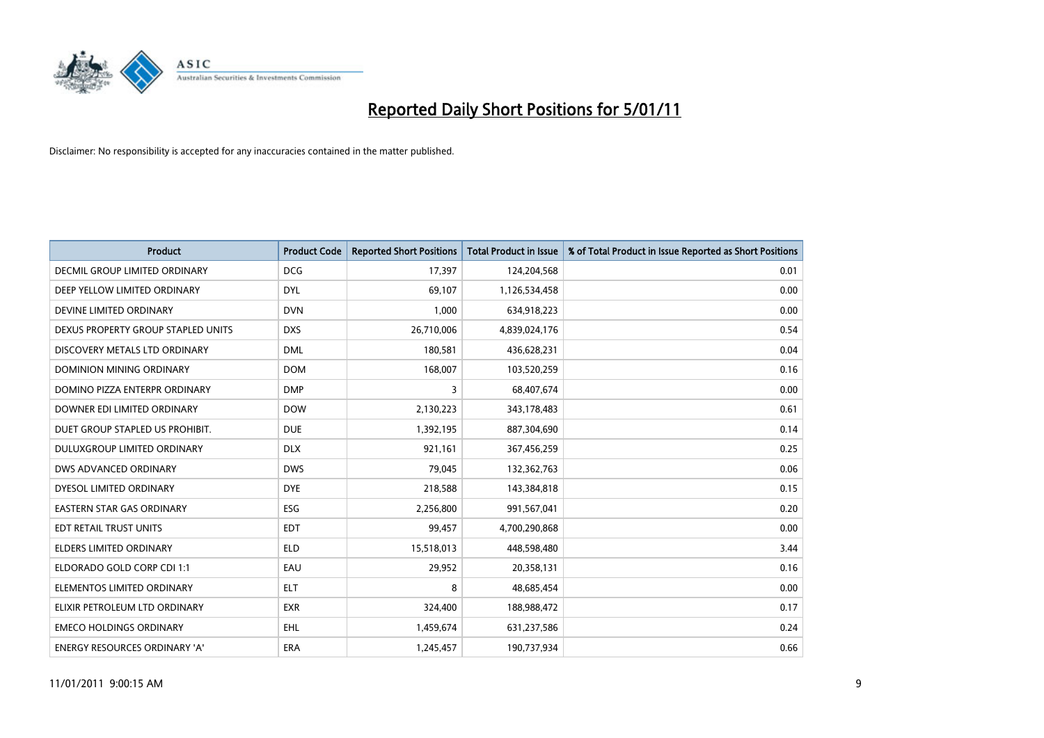# Reported Daily Short Positions for 5/01/11

Disclaimer: No responsibility is accepted for any inaccuracies contained in the matter published.

| Product | Product Code | Reported Short Positions | Total Product in Issue | % of Total Product in Issue Reported as Short Positions |
|---|---|---|---|---|
| DECMIL GROUP LIMITED ORDINARY | DCG | 17,397 | 124,204,568 | 0.01 |
| DEEP YELLOW LIMITED ORDINARY | DYL | 69,107 | 1,126,534,458 | 0.00 |
| DEVINE LIMITED ORDINARY | DVN | 1,000 | 634,918,223 | 0.00 |
| DEXUS PROPERTY GROUP STAPLED UNITS | DXS | 26,710,006 | 4,839,024,176 | 0.54 |
| DISCOVERY METALS LTD ORDINARY | DML | 180,581 | 436,628,231 | 0.04 |
| DOMINION MINING ORDINARY | DOM | 168,007 | 103,520,259 | 0.16 |
| DOMINO PIZZA ENTERPR ORDINARY | DMP | 3 | 68,407,674 | 0.00 |
| DOWNER EDI LIMITED ORDINARY | DOW | 2,130,223 | 343,178,483 | 0.61 |
| DUET GROUP STAPLED US PROHIBIT. | DUE | 1,392,195 | 887,304,690 | 0.14 |
| DULUXGROUP LIMITED ORDINARY | DLX | 921,161 | 367,456,259 | 0.25 |
| DWS ADVANCED ORDINARY | DWS | 79,045 | 132,362,763 | 0.06 |
| DYESOL LIMITED ORDINARY | DYE | 218,588 | 143,384,818 | 0.15 |
| EASTERN STAR GAS ORDINARY | ESG | 2,256,800 | 991,567,041 | 0.20 |
| EDT RETAIL TRUST UNITS | EDT | 99,457 | 4,700,290,868 | 0.00 |
| ELDERS LIMITED ORDINARY | ELD | 15,518,013 | 448,598,480 | 3.44 |
| ELDORADO GOLD CORP CDI 1:1 | EAU | 29,952 | 20,358,131 | 0.16 |
| ELEMENTOS LIMITED ORDINARY | ELT | 8 | 48,685,454 | 0.00 |
| ELIXIR PETROLEUM LTD ORDINARY | EXR | 324,400 | 188,988,472 | 0.17 |
| EMECO HOLDINGS ORDINARY | EHL | 1,459,674 | 631,237,586 | 0.24 |
| ENERGY RESOURCES ORDINARY 'A' | ERA | 1,245,457 | 190,737,934 | 0.66 |

11/01/2011 9:00:15 AM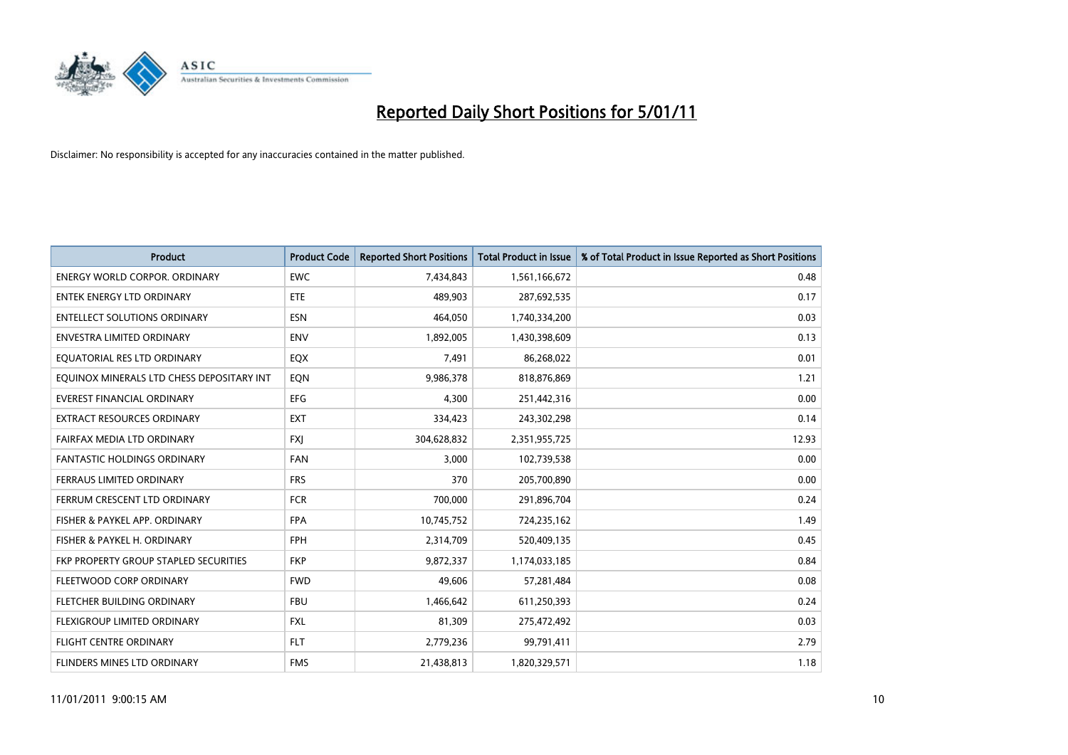# Reported Daily Short Positions for 5/01/11

Disclaimer: No responsibility is accepted for any inaccuracies contained in the matter published.

| Product | Product Code | Reported Short Positions | Total Product in Issue | % of Total Product in Issue Reported as Short Positions |
|---|---|---|---|---|
| ENERGY WORLD CORPOR. ORDINARY | EWC | 7,434,843 | 1,561,166,672 | 0.48 |
| ENTEK ENERGY LTD ORDINARY | ETE | 489,903 | 287,692,535 | 0.17 |
| ENTELLECT SOLUTIONS ORDINARY | ESN | 464,050 | 1,740,334,200 | 0.03 |
| ENVESTRA LIMITED ORDINARY | ENV | 1,892,005 | 1,430,398,609 | 0.13 |
| EQUATORIAL RES LTD ORDINARY | EQX | 7,491 | 86,268,022 | 0.01 |
| EQUINOX MINERALS LTD CHESS DEPOSITARY INT | EQN | 9,986,378 | 818,876,869 | 1.21 |
| EVEREST FINANCIAL ORDINARY | EFG | 4,300 | 251,442,316 | 0.00 |
| EXTRACT RESOURCES ORDINARY | EXT | 334,423 | 243,302,298 | 0.14 |
| FAIRFAX MEDIA LTD ORDINARY | FXJ | 304,628,832 | 2,351,955,725 | 12.93 |
| FANTASTIC HOLDINGS ORDINARY | FAN | 3,000 | 102,739,538 | 0.00 |
| FERRAUS LIMITED ORDINARY | FRS | 370 | 205,700,890 | 0.00 |
| FERRUM CRESCENT LTD ORDINARY | FCR | 700,000 | 291,896,704 | 0.24 |
| FISHER & PAYKEL APP. ORDINARY | FPA | 10,745,752 | 724,235,162 | 1.49 |
| FISHER & PAYKEL H. ORDINARY | FPH | 2,314,709 | 520,409,135 | 0.45 |
| FKP PROPERTY GROUP STAPLED SECURITIES | FKP | 9,872,337 | 1,174,033,185 | 0.84 |
| FLEETWOOD CORP ORDINARY | FWD | 49,606 | 57,281,484 | 0.08 |
| FLETCHER BUILDING ORDINARY | FBU | 1,466,642 | 611,250,393 | 0.24 |
| FLEXIGROUP LIMITED ORDINARY | FXL | 81,309 | 275,472,492 | 0.03 |
| FLIGHT CENTRE ORDINARY | FLT | 2,779,236 | 99,791,411 | 2.79 |
| FLINDERS MINES LTD ORDINARY | FMS | 21,438,813 | 1,820,329,571 | 1.18 |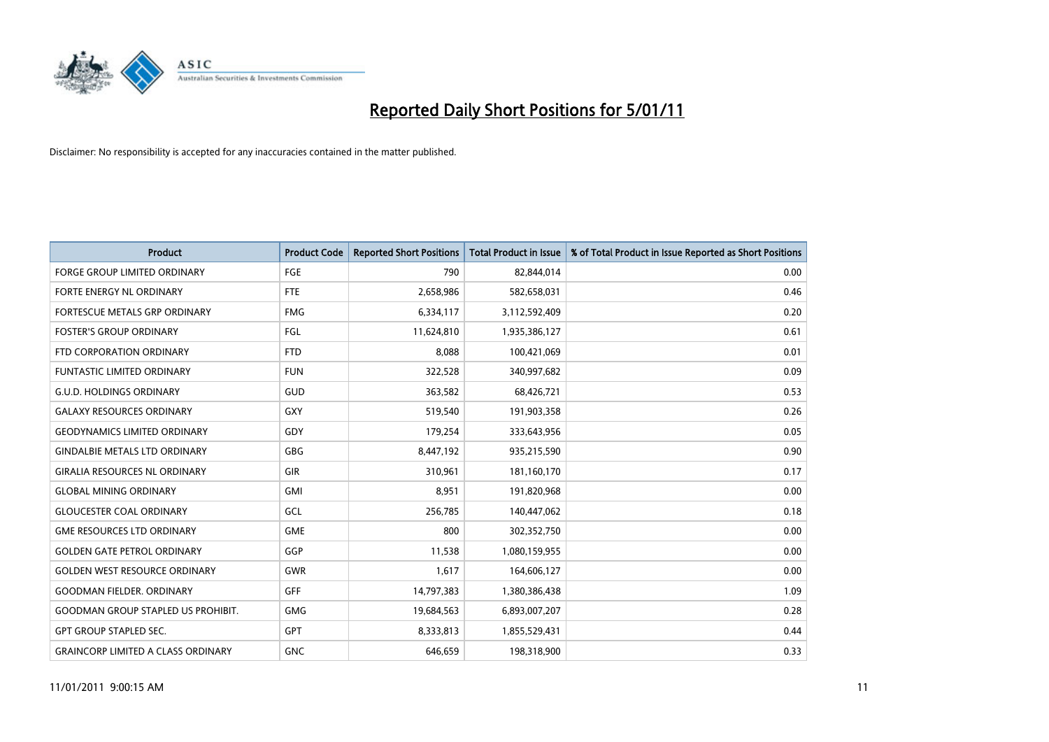# Reported Daily Short Positions for 5/01/11

Disclaimer: No responsibility is accepted for any inaccuracies contained in the matter published.

| Product | Product Code | Reported Short Positions | Total Product in Issue | % of Total Product in Issue Reported as Short Positions |
|---|---|---|---|---|
| FORGE GROUP LIMITED ORDINARY | FGE | 790 | 82,844,014 | 0.00 |
| FORTE ENERGY NL ORDINARY | FTE | 2,658,986 | 582,658,031 | 0.46 |
| FORTESCUE METALS GRP ORDINARY | FMG | 6,334,117 | 3,112,592,409 | 0.20 |
| FOSTER'S GROUP ORDINARY | FGL | 11,624,810 | 1,935,386,127 | 0.61 |
| FTD CORPORATION ORDINARY | FTD | 8,088 | 100,421,069 | 0.01 |
| FUNTASTIC LIMITED ORDINARY | FUN | 322,528 | 340,997,682 | 0.09 |
| G.U.D. HOLDINGS ORDINARY | GUD | 363,582 | 68,426,721 | 0.53 |
| GALAXY RESOURCES ORDINARY | GXY | 519,540 | 191,903,358 | 0.26 |
| GEODYNAMICS LIMITED ORDINARY | GDY | 179,254 | 333,643,956 | 0.05 |
| GINDALBIE METALS LTD ORDINARY | GBG | 8,447,192 | 935,215,590 | 0.90 |
| GIRALIA RESOURCES NL ORDINARY | GIR | 310,961 | 181,160,170 | 0.17 |
| GLOBAL MINING ORDINARY | GMI | 8,951 | 191,820,968 | 0.00 |
| GLOUCESTER COAL ORDINARY | GCL | 256,785 | 140,447,062 | 0.18 |
| GME RESOURCES LTD ORDINARY | GME | 800 | 302,352,750 | 0.00 |
| GOLDEN GATE PETROL ORDINARY | GGP | 11,538 | 1,080,159,955 | 0.00 |
| GOLDEN WEST RESOURCE ORDINARY | GWR | 1,617 | 164,606,127 | 0.00 |
| GOODMAN FIELDER. ORDINARY | GFF | 14,797,383 | 1,380,386,438 | 1.09 |
| GOODMAN GROUP STAPLED US PROHIBIT. | GMG | 19,684,563 | 6,893,007,207 | 0.28 |
| GPT GROUP STAPLED SEC. | GPT | 8,333,813 | 1,855,529,431 | 0.44 |
| GRAINCORP LIMITED A CLASS ORDINARY | GNC | 646,659 | 198,318,900 | 0.33 |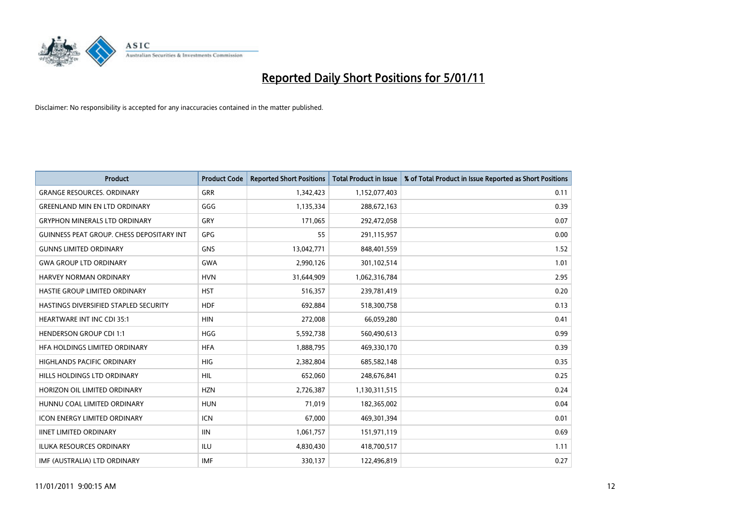# Reported Daily Short Positions for 5/01/11

Disclaimer: No responsibility is accepted for any inaccuracies contained in the matter published.

| Product | Product Code | Reported Short Positions | Total Product in Issue | % of Total Product in Issue Reported as Short Positions |
|---|---|---|---|---|
| GRANGE RESOURCES. ORDINARY | GRR | 1,342,423 | 1,152,077,403 | 0.11 |
| GREENLAND MIN EN LTD ORDINARY | GGG | 1,135,334 | 288,672,163 | 0.39 |
| GRYPHON MINERALS LTD ORDINARY | GRY | 171,065 | 292,472,058 | 0.07 |
| GUINNESS PEAT GROUP. CHESS DEPOSITARY INT | GPG | 55 | 291,115,957 | 0.00 |
| GUNNS LIMITED ORDINARY | GNS | 13,042,771 | 848,401,559 | 1.52 |
| GWA GROUP LTD ORDINARY | GWA | 2,990,126 | 301,102,514 | 1.01 |
| HARVEY NORMAN ORDINARY | HVN | 31,644,909 | 1,062,316,784 | 2.95 |
| HASTIE GROUP LIMITED ORDINARY | HST | 516,357 | 239,781,419 | 0.20 |
| HASTINGS DIVERSIFIED STAPLED SECURITY | HDF | 692,884 | 518,300,758 | 0.13 |
| HEARTWARE INT INC CDI 35:1 | HIN | 272,008 | 66,059,280 | 0.41 |
| HENDERSON GROUP CDI 1:1 | HGG | 5,592,738 | 560,490,613 | 0.99 |
| HFA HOLDINGS LIMITED ORDINARY | HFA | 1,888,795 | 469,330,170 | 0.39 |
| HIGHLANDS PACIFIC ORDINARY | HIG | 2,382,804 | 685,582,148 | 0.35 |
| HILLS HOLDINGS LTD ORDINARY | HIL | 652,060 | 248,676,841 | 0.25 |
| HORIZON OIL LIMITED ORDINARY | HZN | 2,726,387 | 1,130,311,515 | 0.24 |
| HUNNU COAL LIMITED ORDINARY | HUN | 71,019 | 182,365,002 | 0.04 |
| ICON ENERGY LIMITED ORDINARY | ICN | 67,000 | 469,301,394 | 0.01 |
| IINET LIMITED ORDINARY | IIN | 1,061,757 | 151,971,119 | 0.69 |
| ILUKA RESOURCES ORDINARY | ILU | 4,830,430 | 418,700,517 | 1.11 |
| IMF (AUSTRALIA) LTD ORDINARY | IMF | 330,137 | 122,496,819 | 0.27 |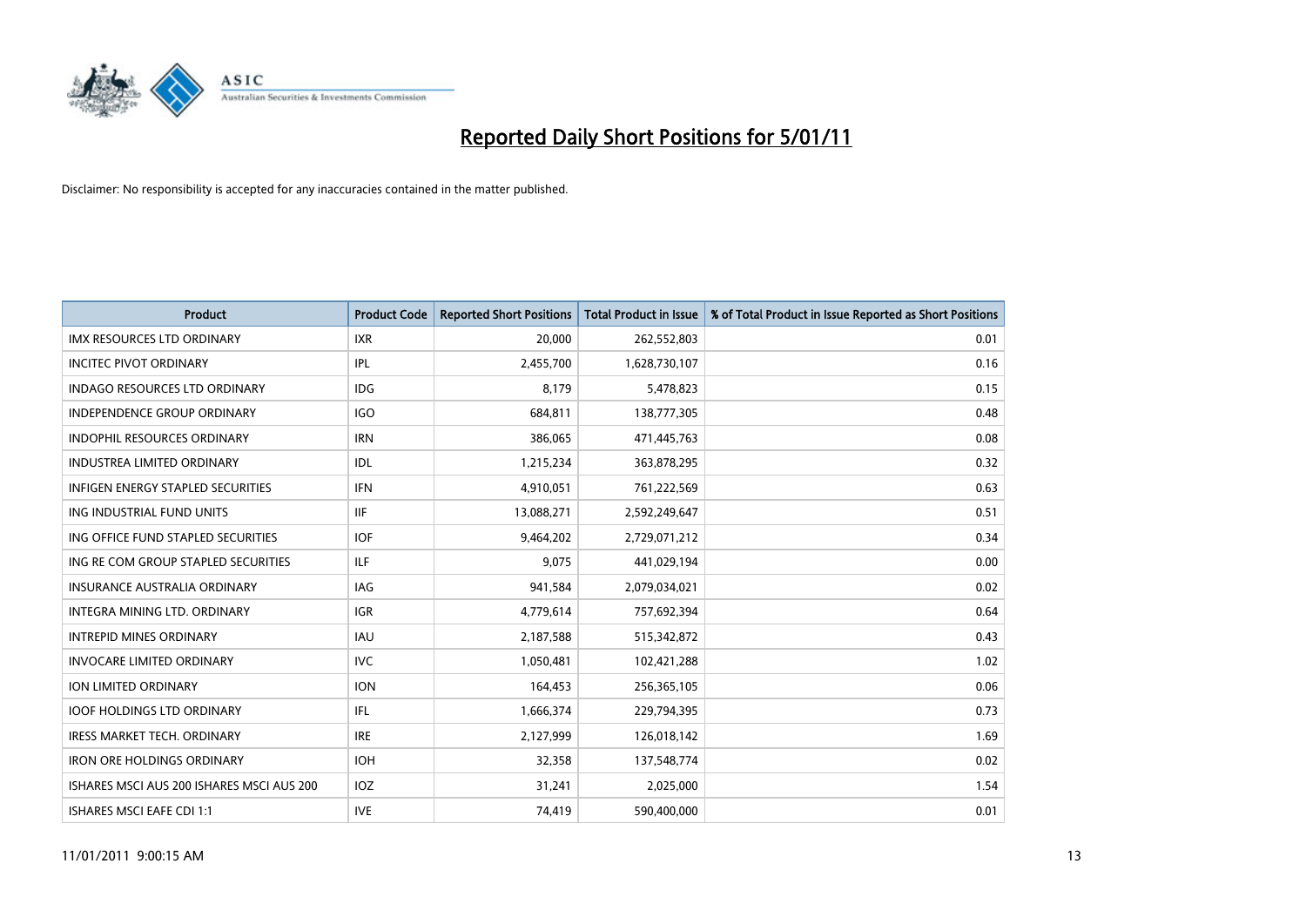# Reported Daily Short Positions for 5/01/11

Disclaimer: No responsibility is accepted for any inaccuracies contained in the matter published.

| Product | Product Code | Reported Short Positions | Total Product in Issue | % of Total Product in Issue Reported as Short Positions |
|---|---|---|---|---|
| IMX RESOURCES LTD ORDINARY | IXR | 20,000 | 262,552,803 | 0.01 |
| INCITEC PIVOT ORDINARY | IPL | 2,455,700 | 1,628,730,107 | 0.16 |
| INDAGO RESOURCES LTD ORDINARY | IDG | 8,179 | 5,478,823 | 0.15 |
| INDEPENDENCE GROUP ORDINARY | IGO | 684,811 | 138,777,305 | 0.48 |
| INDOPHIL RESOURCES ORDINARY | IRN | 386,065 | 471,445,763 | 0.08 |
| INDUSTREA LIMITED ORDINARY | IDL | 1,215,234 | 363,878,295 | 0.32 |
| INFIGEN ENERGY STAPLED SECURITIES | IFN | 4,910,051 | 761,222,569 | 0.63 |
| ING INDUSTRIAL FUND UNITS | IIF | 13,088,271 | 2,592,249,647 | 0.51 |
| ING OFFICE FUND STAPLED SECURITIES | IOF | 9,464,202 | 2,729,071,212 | 0.34 |
| ING RE COM GROUP STAPLED SECURITIES | ILF | 9,075 | 441,029,194 | 0.00 |
| INSURANCE AUSTRALIA ORDINARY | IAG | 941,584 | 2,079,034,021 | 0.02 |
| INTEGRA MINING LTD. ORDINARY | IGR | 4,779,614 | 757,692,394 | 0.64 |
| INTREPID MINES ORDINARY | IAU | 2,187,588 | 515,342,872 | 0.43 |
| INVOCARE LIMITED ORDINARY | IVC | 1,050,481 | 102,421,288 | 1.02 |
| ION LIMITED ORDINARY | ION | 164,453 | 256,365,105 | 0.06 |
| IOOF HOLDINGS LTD ORDINARY | IFL | 1,666,374 | 229,794,395 | 0.73 |
| IRESS MARKET TECH. ORDINARY | IRE | 2,127,999 | 126,018,142 | 1.69 |
| IRON ORE HOLDINGS ORDINARY | IOH | 32,358 | 137,548,774 | 0.02 |
| ISHARES MSCI AUS 200 ISHARES MSCI AUS 200 | IOZ | 31,241 | 2,025,000 | 1.54 |
| ISHARES MSCI EAFE CDI 1:1 | IVE | 74,419 | 590,400,000 | 0.01 |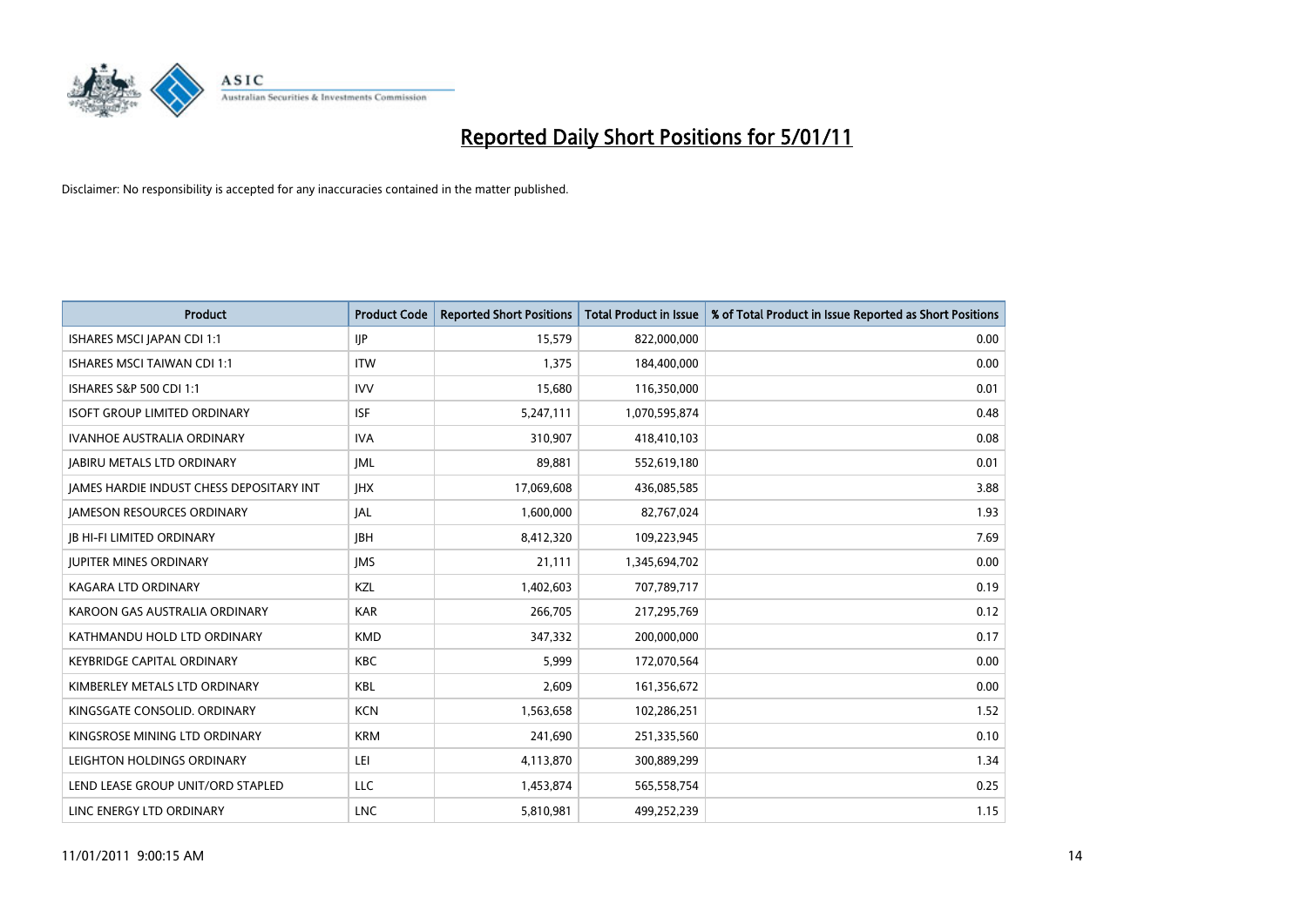# Reported Daily Short Positions for 5/01/11

Disclaimer: No responsibility is accepted for any inaccuracies contained in the matter published.

| Product | Product Code | Reported Short Positions | Total Product in Issue | % of Total Product in Issue Reported as Short Positions |
|---|---|---|---|---|
| ISHARES MSCI JAPAN CDI 1:1 | IJP | 15,579 | 822,000,000 | 0.00 |
| ISHARES MSCI TAIWAN CDI 1:1 | ITW | 1,375 | 184,400,000 | 0.00 |
| ISHARES S&P 500 CDI 1:1 | IVV | 15,680 | 116,350,000 | 0.01 |
| ISOFT GROUP LIMITED ORDINARY | ISF | 5,247,111 | 1,070,595,874 | 0.48 |
| IVANHOE AUSTRALIA ORDINARY | IVA | 310,907 | 418,410,103 | 0.08 |
| JABIRU METALS LTD ORDINARY | JML | 89,881 | 552,619,180 | 0.01 |
| JAMES HARDIE INDUST CHESS DEPOSITARY INT | JHX | 17,069,608 | 436,085,585 | 3.88 |
| JAMESON RESOURCES ORDINARY | JAL | 1,600,000 | 82,767,024 | 1.93 |
| JB HI-FI LIMITED ORDINARY | JBH | 8,412,320 | 109,223,945 | 7.69 |
| JUPITER MINES ORDINARY | JMS | 21,111 | 1,345,694,702 | 0.00 |
| KAGARA LTD ORDINARY | KZL | 1,402,603 | 707,789,717 | 0.19 |
| KAROON GAS AUSTRALIA ORDINARY | KAR | 266,705 | 217,295,769 | 0.12 |
| KATHMANDU HOLD LTD ORDINARY | KMD | 347,332 | 200,000,000 | 0.17 |
| KEYBRIDGE CAPITAL ORDINARY | KBC | 5,999 | 172,070,564 | 0.00 |
| KIMBERLEY METALS LTD ORDINARY | KBL | 2,609 | 161,356,672 | 0.00 |
| KINGSGATE CONSOLID. ORDINARY | KCN | 1,563,658 | 102,286,251 | 1.52 |
| KINGSROSE MINING LTD ORDINARY | KRM | 241,690 | 251,335,560 | 0.10 |
| LEIGHTON HOLDINGS ORDINARY | LEI | 4,113,870 | 300,889,299 | 1.34 |
| LEND LEASE GROUP UNIT/ORD STAPLED | LLC | 1,453,874 | 565,558,754 | 0.25 |
| LINC ENERGY LTD ORDINARY | LNC | 5,810,981 | 499,252,239 | 1.15 |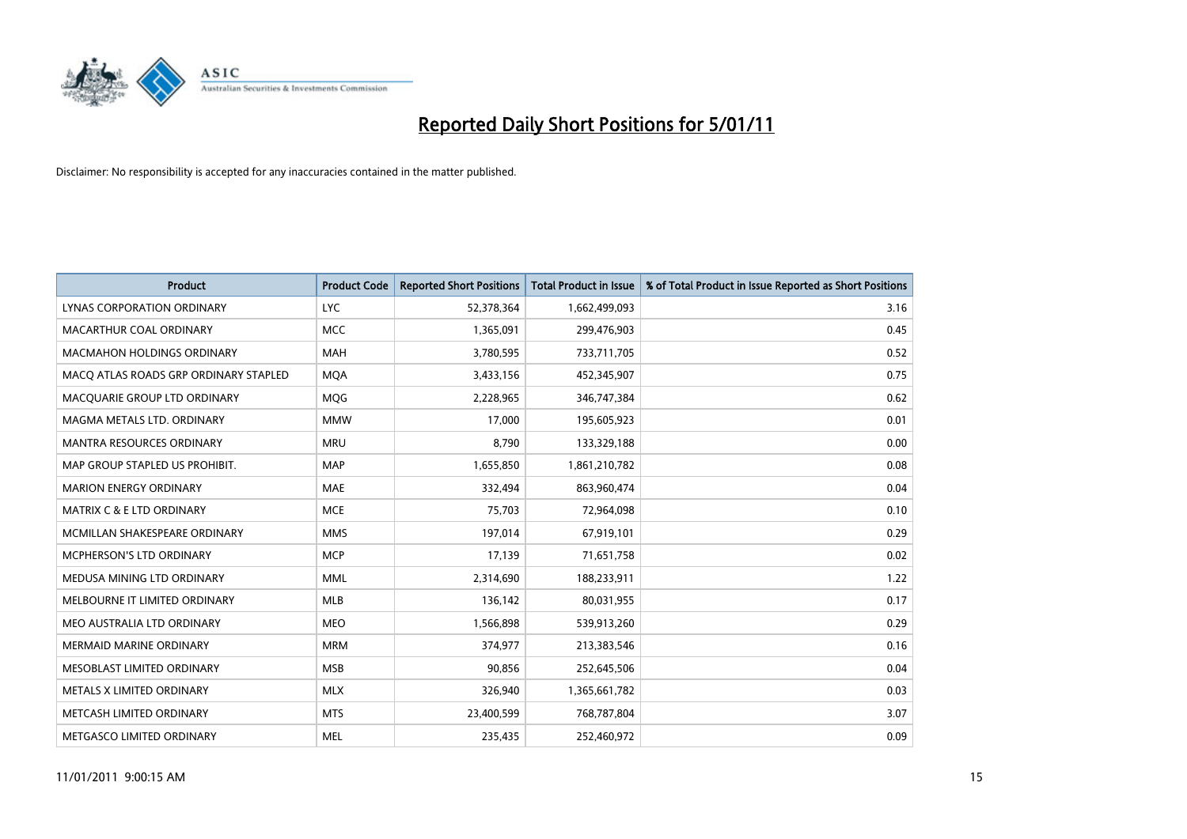# Reported Daily Short Positions for 5/01/11

Disclaimer: No responsibility is accepted for any inaccuracies contained in the matter published.

| Product | Product Code | Reported Short Positions | Total Product in Issue | % of Total Product in Issue Reported as Short Positions |
|---|---|---|---|---|
| LYNAS CORPORATION ORDINARY | LYC | 52,378,364 | 1,662,499,093 | 3.16 |
| MACARTHUR COAL ORDINARY | MCC | 1,365,091 | 299,476,903 | 0.45 |
| MACMAHON HOLDINGS ORDINARY | MAH | 3,780,595 | 733,711,705 | 0.52 |
| MACQ ATLAS ROADS GRP ORDINARY STAPLED | MQA | 3,433,156 | 452,345,907 | 0.75 |
| MACQUARIE GROUP LTD ORDINARY | MQG | 2,228,965 | 346,747,384 | 0.62 |
| MAGMA METALS LTD. ORDINARY | MMW | 17,000 | 195,605,923 | 0.01 |
| MANTRA RESOURCES ORDINARY | MRU | 8,790 | 133,329,188 | 0.00 |
| MAP GROUP STAPLED US PROHIBIT. | MAP | 1,655,850 | 1,861,210,782 | 0.08 |
| MARION ENERGY ORDINARY | MAE | 332,494 | 863,960,474 | 0.04 |
| MATRIX C & E LTD ORDINARY | MCE | 75,703 | 72,964,098 | 0.10 |
| MCMILLAN SHAKESPEARE ORDINARY | MMS | 197,014 | 67,919,101 | 0.29 |
| MCPHERSON'S LTD ORDINARY | MCP | 17,139 | 71,651,758 | 0.02 |
| MEDUSA MINING LTD ORDINARY | MML | 2,314,690 | 188,233,911 | 1.22 |
| MELBOURNE IT LIMITED ORDINARY | MLB | 136,142 | 80,031,955 | 0.17 |
| MEO AUSTRALIA LTD ORDINARY | MEO | 1,566,898 | 539,913,260 | 0.29 |
| MERMAID MARINE ORDINARY | MRM | 374,977 | 213,383,546 | 0.16 |
| MESOBLAST LIMITED ORDINARY | MSB | 90,856 | 252,645,506 | 0.04 |
| METALS X LIMITED ORDINARY | MLX | 326,940 | 1,365,661,782 | 0.03 |
| METCASH LIMITED ORDINARY | MTS | 23,400,599 | 768,787,804 | 3.07 |
| METGASCO LIMITED ORDINARY | MEL | 235,435 | 252,460,972 | 0.09 |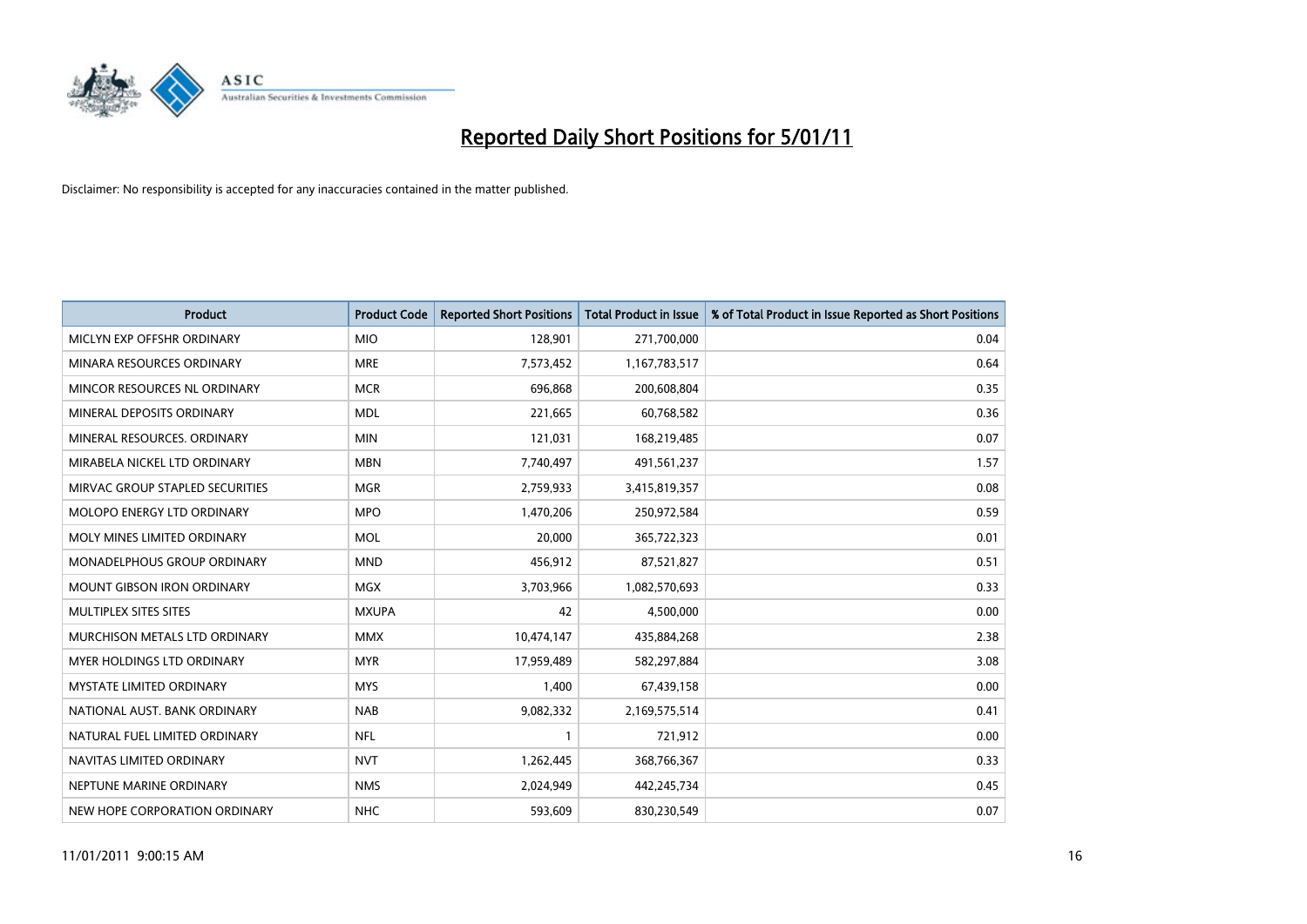# Reported Daily Short Positions for 5/01/11

Disclaimer: No responsibility is accepted for any inaccuracies contained in the matter published.

| Product | Product Code | Reported Short Positions | Total Product in Issue | % of Total Product in Issue Reported as Short Positions |
|---|---|---|---|---|
| MICLYN EXP OFFSHR ORDINARY | MIO | 128,901 | 271,700,000 | 0.04 |
| MINARA RESOURCES ORDINARY | MRE | 7,573,452 | 1,167,783,517 | 0.64 |
| MINCOR RESOURCES NL ORDINARY | MCR | 696,868 | 200,608,804 | 0.35 |
| MINERAL DEPOSITS ORDINARY | MDL | 221,665 | 60,768,582 | 0.36 |
| MINERAL RESOURCES. ORDINARY | MIN | 121,031 | 168,219,485 | 0.07 |
| MIRABELA NICKEL LTD ORDINARY | MBN | 7,740,497 | 491,561,237 | 1.57 |
| MIRVAC GROUP STAPLED SECURITIES | MGR | 2,759,933 | 3,415,819,357 | 0.08 |
| MOLOPO ENERGY LTD ORDINARY | MPO | 1,470,206 | 250,972,584 | 0.59 |
| MOLY MINES LIMITED ORDINARY | MOL | 20,000 | 365,722,323 | 0.01 |
| MONADELPHOUS GROUP ORDINARY | MND | 456,912 | 87,521,827 | 0.51 |
| MOUNT GIBSON IRON ORDINARY | MGX | 3,703,966 | 1,082,570,693 | 0.33 |
| MULTIPLEX SITES SITES | MXUPA | 42 | 4,500,000 | 0.00 |
| MURCHISON METALS LTD ORDINARY | MMX | 10,474,147 | 435,884,268 | 2.38 |
| MYER HOLDINGS LTD ORDINARY | MYR | 17,959,489 | 582,297,884 | 3.08 |
| MYSTATE LIMITED ORDINARY | MYS | 1,400 | 67,439,158 | 0.00 |
| NATIONAL AUST. BANK ORDINARY | NAB | 9,082,332 | 2,169,575,514 | 0.41 |
| NATURAL FUEL LIMITED ORDINARY | NFL | 1 | 721,912 | 0.00 |
| NAVITAS LIMITED ORDINARY | NVT | 1,262,445 | 368,766,367 | 0.33 |
| NEPTUNE MARINE ORDINARY | NMS | 2,024,949 | 442,245,734 | 0.45 |
| NEW HOPE CORPORATION ORDINARY | NHC | 593,609 | 830,230,549 | 0.07 |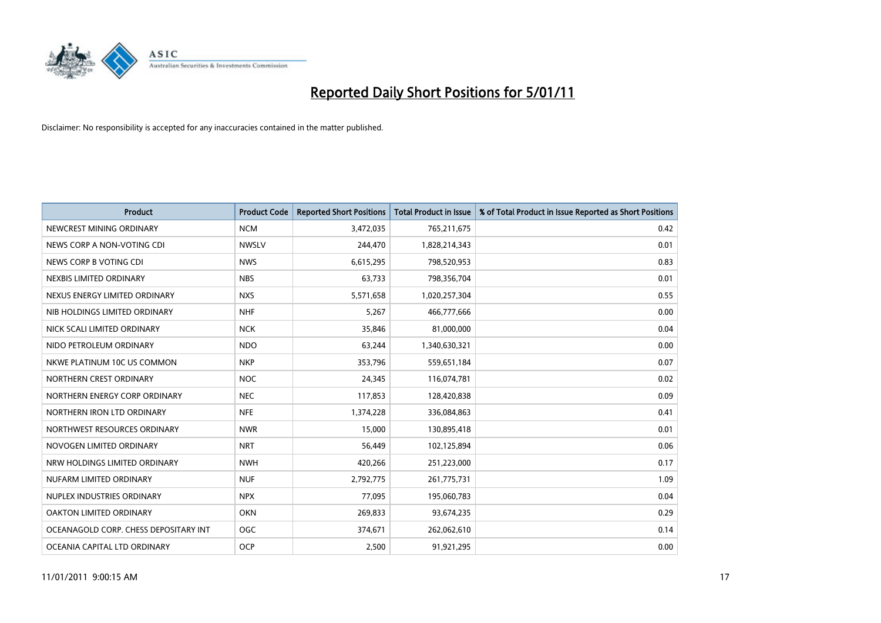# Reported Daily Short Positions for 5/01/11

Disclaimer: No responsibility is accepted for any inaccuracies contained in the matter published.

| Product | Product Code | Reported Short Positions | Total Product in Issue | % of Total Product in Issue Reported as Short Positions |
|---|---|---|---|---|
| NEWCREST MINING ORDINARY | NCM | 3,472,035 | 765,211,675 | 0.42 |
| NEWS CORP A NON-VOTING CDI | NWSLV | 244,470 | 1,828,214,343 | 0.01 |
| NEWS CORP B VOTING CDI | NWS | 6,615,295 | 798,520,953 | 0.83 |
| NEXBIS LIMITED ORDINARY | NBS | 63,733 | 798,356,704 | 0.01 |
| NEXUS ENERGY LIMITED ORDINARY | NXS | 5,571,658 | 1,020,257,304 | 0.55 |
| NIB HOLDINGS LIMITED ORDINARY | NHF | 5,267 | 466,777,666 | 0.00 |
| NICK SCALI LIMITED ORDINARY | NCK | 35,846 | 81,000,000 | 0.04 |
| NIDO PETROLEUM ORDINARY | NDO | 63,244 | 1,340,630,321 | 0.00 |
| NKWE PLATINUM 10C US COMMON | NKP | 353,796 | 559,651,184 | 0.07 |
| NORTHERN CREST ORDINARY | NOC | 24,345 | 116,074,781 | 0.02 |
| NORTHERN ENERGY CORP ORDINARY | NEC | 117,853 | 128,420,838 | 0.09 |
| NORTHERN IRON LTD ORDINARY | NFE | 1,374,228 | 336,084,863 | 0.41 |
| NORTHWEST RESOURCES ORDINARY | NWR | 15,000 | 130,895,418 | 0.01 |
| NOVOGEN LIMITED ORDINARY | NRT | 56,449 | 102,125,894 | 0.06 |
| NRW HOLDINGS LIMITED ORDINARY | NWH | 420,266 | 251,223,000 | 0.17 |
| NUFARM LIMITED ORDINARY | NUF | 2,792,775 | 261,775,731 | 1.09 |
| NUPLEX INDUSTRIES ORDINARY | NPX | 77,095 | 195,060,783 | 0.04 |
| OAKTON LIMITED ORDINARY | OKN | 269,833 | 93,674,235 | 0.29 |
| OCEANAGOLD CORP. CHESS DEPOSITARY INT | OGC | 374,671 | 262,062,610 | 0.14 |
| OCEANIA CAPITAL LTD ORDINARY | OCP | 2,500 | 91,921,295 | 0.00 |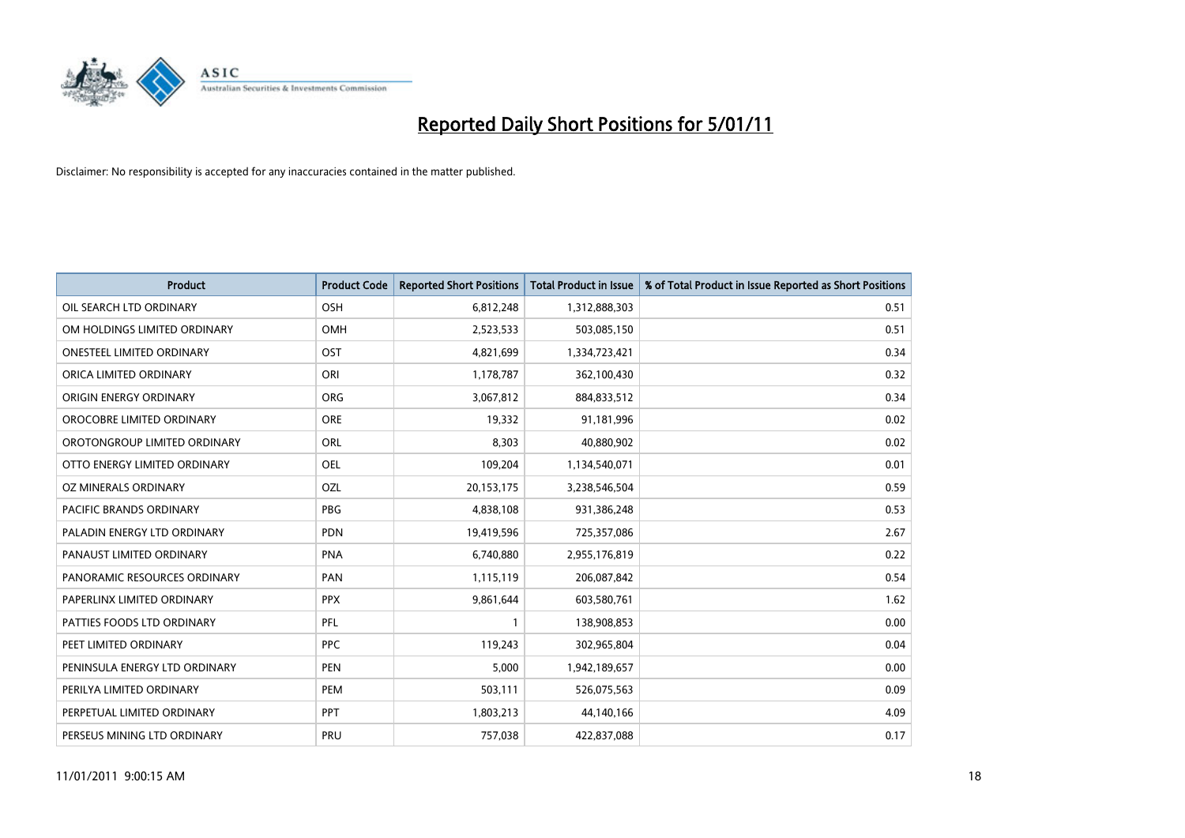# Reported Daily Short Positions for 5/01/11

Disclaimer: No responsibility is accepted for any inaccuracies contained in the matter published.

| Product | Product Code | Reported Short Positions | Total Product in Issue | % of Total Product in Issue Reported as Short Positions |
|---|---|---|---|---|
| OIL SEARCH LTD ORDINARY | OSH | 6,812,248 | 1,312,888,303 | 0.51 |
| OM HOLDINGS LIMITED ORDINARY | OMH | 2,523,533 | 503,085,150 | 0.51 |
| ONESTEEL LIMITED ORDINARY | OST | 4,821,699 | 1,334,723,421 | 0.34 |
| ORICA LIMITED ORDINARY | ORI | 1,178,787 | 362,100,430 | 0.32 |
| ORIGIN ENERGY ORDINARY | ORG | 3,067,812 | 884,833,512 | 0.34 |
| OROCOBRE LIMITED ORDINARY | ORE | 19,332 | 91,181,996 | 0.02 |
| OROTONGROUP LIMITED ORDINARY | ORL | 8,303 | 40,880,902 | 0.02 |
| OTTO ENERGY LIMITED ORDINARY | OEL | 109,204 | 1,134,540,071 | 0.01 |
| OZ MINERALS ORDINARY | OZL | 20,153,175 | 3,238,546,504 | 0.59 |
| PACIFIC BRANDS ORDINARY | PBG | 4,838,108 | 931,386,248 | 0.53 |
| PALADIN ENERGY LTD ORDINARY | PDN | 19,419,596 | 725,357,086 | 2.67 |
| PANAUST LIMITED ORDINARY | PNA | 6,740,880 | 2,955,176,819 | 0.22 |
| PANORAMIC RESOURCES ORDINARY | PAN | 1,115,119 | 206,087,842 | 0.54 |
| PAPERLINX LIMITED ORDINARY | PPX | 9,861,644 | 603,580,761 | 1.62 |
| PATTIES FOODS LTD ORDINARY | PFL | 1 | 138,908,853 | 0.00 |
| PEET LIMITED ORDINARY | PPC | 119,243 | 302,965,804 | 0.04 |
| PENINSULA ENERGY LTD ORDINARY | PEN | 5,000 | 1,942,189,657 | 0.00 |
| PERILYA LIMITED ORDINARY | PEM | 503,111 | 526,075,563 | 0.09 |
| PERPETUAL LIMITED ORDINARY | PPT | 1,803,213 | 44,140,166 | 4.09 |
| PERSEUS MINING LTD ORDINARY | PRU | 757,038 | 422,837,088 | 0.17 |

11/01/2011 9:00:15 AM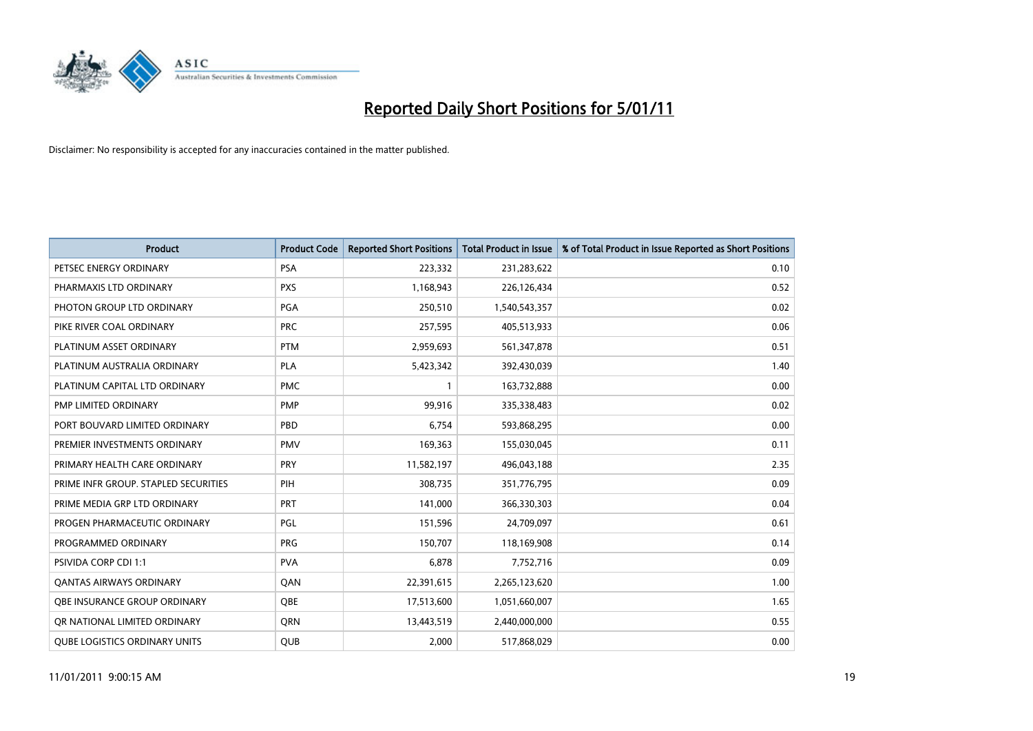# Reported Daily Short Positions for 5/01/11

Disclaimer: No responsibility is accepted for any inaccuracies contained in the matter published.

| Product | Product Code | Reported Short Positions | Total Product in Issue | % of Total Product in Issue Reported as Short Positions |
|---|---|---|---|---|
| PETSEC ENERGY ORDINARY | PSA | 223,332 | 231,283,622 | 0.10 |
| PHARMAXIS LTD ORDINARY | PXS | 1,168,943 | 226,126,434 | 0.52 |
| PHOTON GROUP LTD ORDINARY | PGA | 250,510 | 1,540,543,357 | 0.02 |
| PIKE RIVER COAL ORDINARY | PRC | 257,595 | 405,513,933 | 0.06 |
| PLATINUM ASSET ORDINARY | PTM | 2,959,693 | 561,347,878 | 0.51 |
| PLATINUM AUSTRALIA ORDINARY | PLA | 5,423,342 | 392,430,039 | 1.40 |
| PLATINUM CAPITAL LTD ORDINARY | PMC | 1 | 163,732,888 | 0.00 |
| PMP LIMITED ORDINARY | PMP | 99,916 | 335,338,483 | 0.02 |
| PORT BOUVARD LIMITED ORDINARY | PBD | 6,754 | 593,868,295 | 0.00 |
| PREMIER INVESTMENTS ORDINARY | PMV | 169,363 | 155,030,045 | 0.11 |
| PRIMARY HEALTH CARE ORDINARY | PRY | 11,582,197 | 496,043,188 | 2.35 |
| PRIME INFR GROUP. STAPLED SECURITIES | PIH | 308,735 | 351,776,795 | 0.09 |
| PRIME MEDIA GRP LTD ORDINARY | PRT | 141,000 | 366,330,303 | 0.04 |
| PROGEN PHARMACEUTIC ORDINARY | PGL | 151,596 | 24,709,097 | 0.61 |
| PROGRAMMED ORDINARY | PRG | 150,707 | 118,169,908 | 0.14 |
| PSIVIDA CORP CDI 1:1 | PVA | 6,878 | 7,752,716 | 0.09 |
| QANTAS AIRWAYS ORDINARY | QAN | 22,391,615 | 2,265,123,620 | 1.00 |
| QBE INSURANCE GROUP ORDINARY | QBE | 17,513,600 | 1,051,660,007 | 1.65 |
| QR NATIONAL LIMITED ORDINARY | QRN | 13,443,519 | 2,440,000,000 | 0.55 |
| QUBE LOGISTICS ORDINARY UNITS | QUB | 2,000 | 517,868,029 | 0.00 |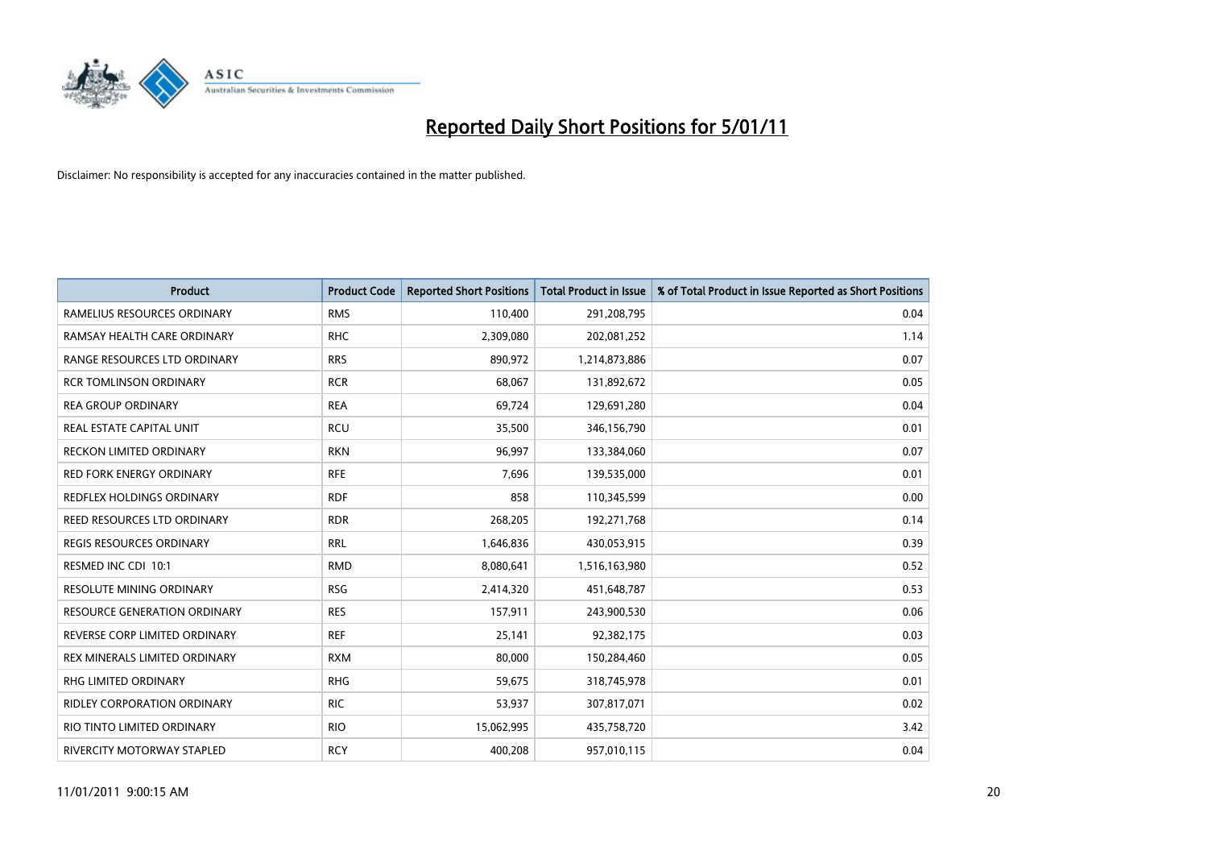# Reported Daily Short Positions for 5/01/11

Disclaimer: No responsibility is accepted for any inaccuracies contained in the matter published.

| Product | Product Code | Reported Short Positions | Total Product in Issue | % of Total Product in Issue Reported as Short Positions |
|---|---|---|---|---|
| RAMELIUS RESOURCES ORDINARY | RMS | 110,400 | 291,208,795 | 0.04 |
| RAMSAY HEALTH CARE ORDINARY | RHC | 2,309,080 | 202,081,252 | 1.14 |
| RANGE RESOURCES LTD ORDINARY | RRS | 890,972 | 1,214,873,886 | 0.07 |
| RCR TOMLINSON ORDINARY | RCR | 68,067 | 131,892,672 | 0.05 |
| REA GROUP ORDINARY | REA | 69,724 | 129,691,280 | 0.04 |
| REAL ESTATE CAPITAL UNIT | RCU | 35,500 | 346,156,790 | 0.01 |
| RECKON LIMITED ORDINARY | RKN | 96,997 | 133,384,060 | 0.07 |
| RED FORK ENERGY ORDINARY | RFE | 7,696 | 139,535,000 | 0.01 |
| REDFLEX HOLDINGS ORDINARY | RDF | 858 | 110,345,599 | 0.00 |
| REED RESOURCES LTD ORDINARY | RDR | 268,205 | 192,271,768 | 0.14 |
| REGIS RESOURCES ORDINARY | RRL | 1,646,836 | 430,053,915 | 0.39 |
| RESMED INC CDI 10:1 | RMD | 8,080,641 | 1,516,163,980 | 0.52 |
| RESOLUTE MINING ORDINARY | RSG | 2,414,320 | 451,648,787 | 0.53 |
| RESOURCE GENERATION ORDINARY | RES | 157,911 | 243,900,530 | 0.06 |
| REVERSE CORP LIMITED ORDINARY | REF | 25,141 | 92,382,175 | 0.03 |
| REX MINERALS LIMITED ORDINARY | RXM | 80,000 | 150,284,460 | 0.05 |
| RHG LIMITED ORDINARY | RHG | 59,675 | 318,745,978 | 0.01 |
| RIDLEY CORPORATION ORDINARY | RIC | 53,937 | 307,817,071 | 0.02 |
| RIO TINTO LIMITED ORDINARY | RIO | 15,062,995 | 435,758,720 | 3.42 |
| RIVERCITY MOTORWAY STAPLED | RCY | 400,208 | 957,010,115 | 0.04 |

11/01/2011 9:00:15 AM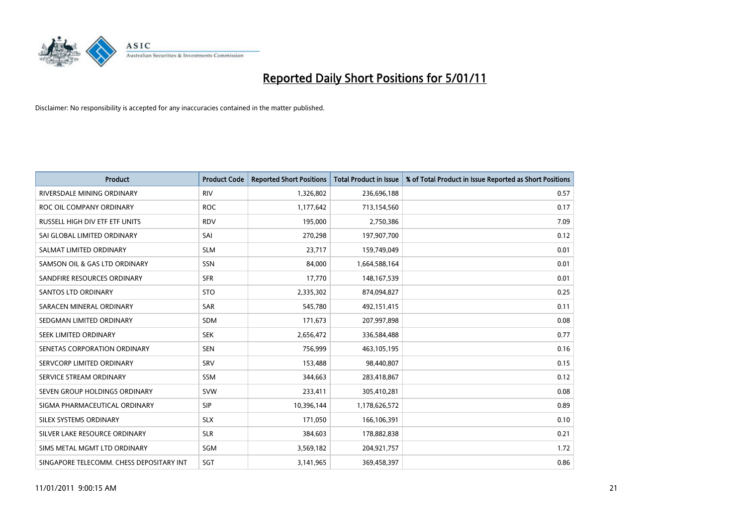# Reported Daily Short Positions for 5/01/11

Disclaimer: No responsibility is accepted for any inaccuracies contained in the matter published.

| Product | Product Code | Reported Short Positions | Total Product in Issue | % of Total Product in Issue Reported as Short Positions |
|---|---|---|---|---|
| RIVERSDALE MINING ORDINARY | RIV | 1,326,802 | 236,696,188 | 0.57 |
| ROC OIL COMPANY ORDINARY | ROC | 1,177,642 | 713,154,560 | 0.17 |
| RUSSELL HIGH DIV ETF ETF UNITS | RDV | 195,000 | 2,750,386 | 7.09 |
| SAI GLOBAL LIMITED ORDINARY | SAI | 270,298 | 197,907,700 | 0.12 |
| SALMAT LIMITED ORDINARY | SLM | 23,717 | 159,749,049 | 0.01 |
| SAMSON OIL & GAS LTD ORDINARY | SSN | 84,000 | 1,664,588,164 | 0.01 |
| SANDFIRE RESOURCES ORDINARY | SFR | 17,770 | 148,167,539 | 0.01 |
| SANTOS LTD ORDINARY | STO | 2,335,302 | 874,094,827 | 0.25 |
| SARACEN MINERAL ORDINARY | SAR | 545,780 | 492,151,415 | 0.11 |
| SEDGMAN LIMITED ORDINARY | SDM | 171,673 | 207,997,898 | 0.08 |
| SEEK LIMITED ORDINARY | SEK | 2,656,472 | 336,584,488 | 0.77 |
| SENETAS CORPORATION ORDINARY | SEN | 756,999 | 463,105,195 | 0.16 |
| SERVCORP LIMITED ORDINARY | SRV | 153,488 | 98,440,807 | 0.15 |
| SERVICE STREAM ORDINARY | SSM | 344,663 | 283,418,867 | 0.12 |
| SEVEN GROUP HOLDINGS ORDINARY | SVW | 233,411 | 305,410,281 | 0.08 |
| SIGMA PHARMACEUTICAL ORDINARY | SIP | 10,396,144 | 1,178,626,572 | 0.89 |
| SILEX SYSTEMS ORDINARY | SLX | 171,050 | 166,106,391 | 0.10 |
| SILVER LAKE RESOURCE ORDINARY | SLR | 384,603 | 178,882,838 | 0.21 |
| SIMS METAL MGMT LTD ORDINARY | SGM | 3,569,182 | 204,921,757 | 1.72 |
| SINGAPORE TELECOMM. CHESS DEPOSITARY INT | SGT | 3,141,965 | 369,458,397 | 0.86 |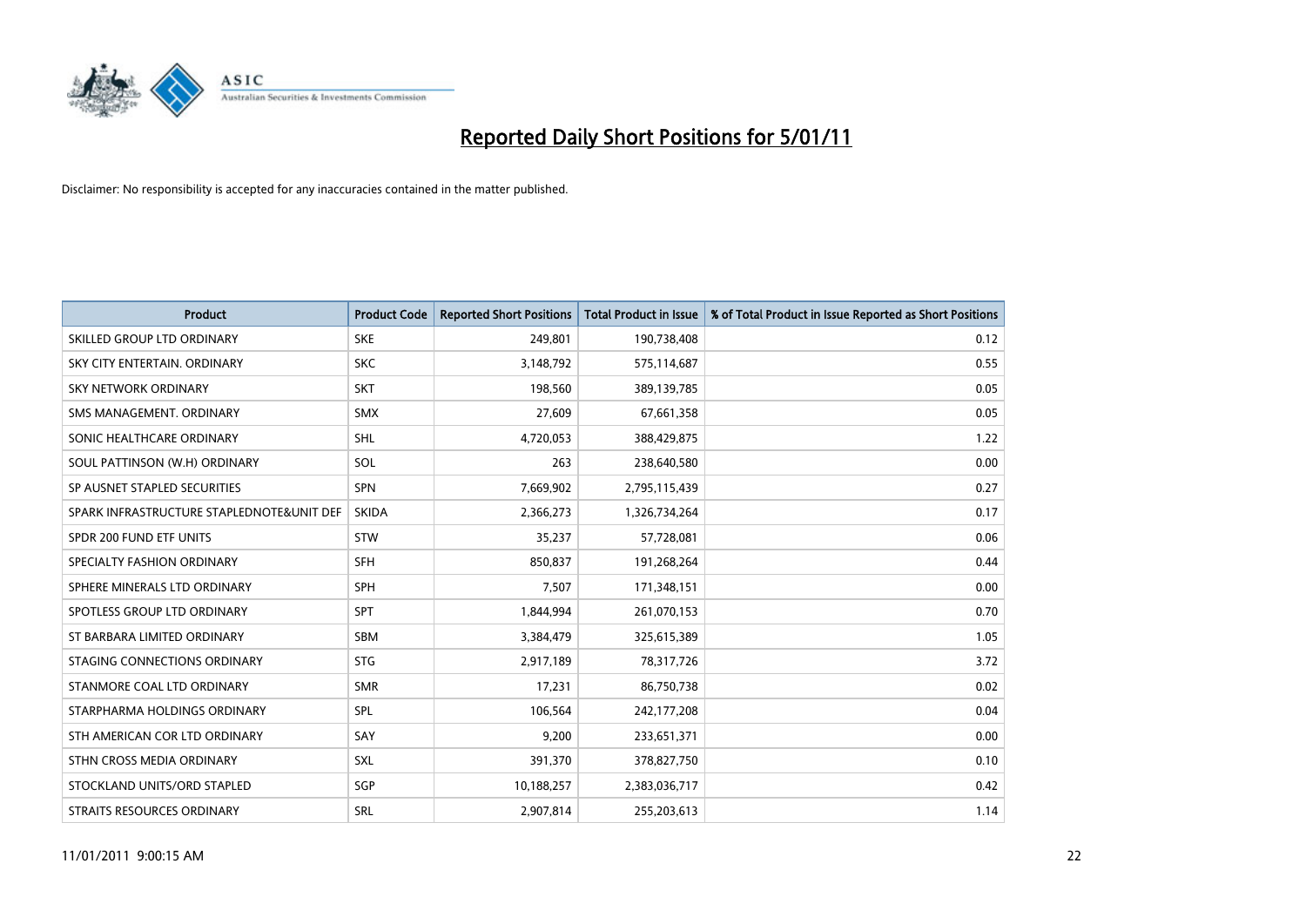# Reported Daily Short Positions for 5/01/11

Disclaimer: No responsibility is accepted for any inaccuracies contained in the matter published.

| Product | Product Code | Reported Short Positions | Total Product in Issue | % of Total Product in Issue Reported as Short Positions |
|---|---|---|---|---|
| SKILLED GROUP LTD ORDINARY | SKE | 249,801 | 190,738,408 | 0.12 |
| SKY CITY ENTERTAIN. ORDINARY | SKC | 3,148,792 | 575,114,687 | 0.55 |
| SKY NETWORK ORDINARY | SKT | 198,560 | 389,139,785 | 0.05 |
| SMS MANAGEMENT. ORDINARY | SMX | 27,609 | 67,661,358 | 0.05 |
| SONIC HEALTHCARE ORDINARY | SHL | 4,720,053 | 388,429,875 | 1.22 |
| SOUL PATTINSON (W.H) ORDINARY | SOL | 263 | 238,640,580 | 0.00 |
| SP AUSNET STAPLED SECURITIES | SPN | 7,669,902 | 2,795,115,439 | 0.27 |
| SPARK INFRASTRUCTURE STAPLEDNOTE&UNIT DEF | SKIDA | 2,366,273 | 1,326,734,264 | 0.17 |
| SPDR 200 FUND ETF UNITS | STW | 35,237 | 57,728,081 | 0.06 |
| SPECIALTY FASHION ORDINARY | SFH | 850,837 | 191,268,264 | 0.44 |
| SPHERE MINERALS LTD ORDINARY | SPH | 7,507 | 171,348,151 | 0.00 |
| SPOTLESS GROUP LTD ORDINARY | SPT | 1,844,994 | 261,070,153 | 0.70 |
| ST BARBARA LIMITED ORDINARY | SBM | 3,384,479 | 325,615,389 | 1.05 |
| STAGING CONNECTIONS ORDINARY | STG | 2,917,189 | 78,317,726 | 3.72 |
| STANMORE COAL LTD ORDINARY | SMR | 17,231 | 86,750,738 | 0.02 |
| STARPHARMA HOLDINGS ORDINARY | SPL | 106,564 | 242,177,208 | 0.04 |
| STH AMERICAN COR LTD ORDINARY | SAY | 9,200 | 233,651,371 | 0.00 |
| STHN CROSS MEDIA ORDINARY | SXL | 391,370 | 378,827,750 | 0.10 |
| STOCKLAND UNITS/ORD STAPLED | SGP | 10,188,257 | 2,383,036,717 | 0.42 |
| STRAITS RESOURCES ORDINARY | SRL | 2,907,814 | 255,203,613 | 1.14 |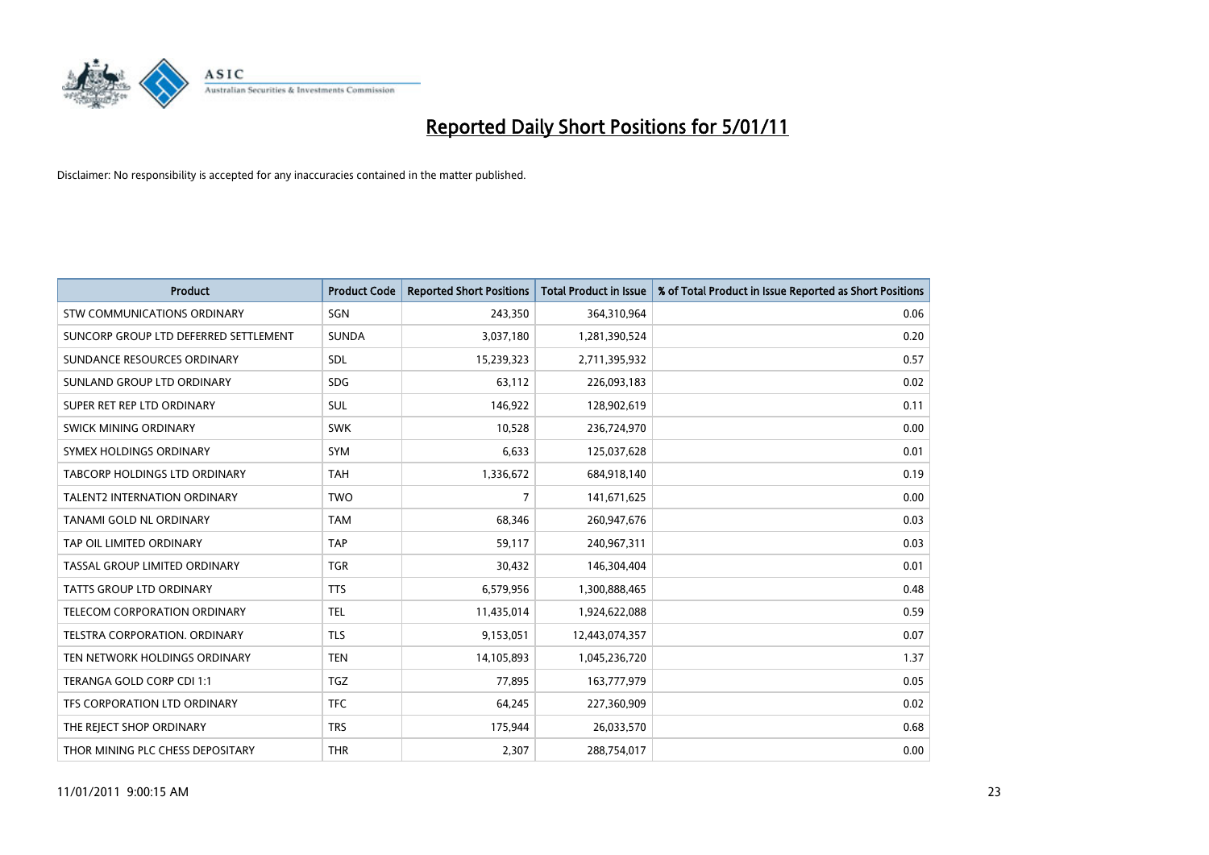# Reported Daily Short Positions for 5/01/11

Disclaimer: No responsibility is accepted for any inaccuracies contained in the matter published.

| Product | Product Code | Reported Short Positions | Total Product in Issue | % of Total Product in Issue Reported as Short Positions |
|---|---|---|---|---|
| STW COMMUNICATIONS ORDINARY | SGN | 243,350 | 364,310,964 | 0.06 |
| SUNCORP GROUP LTD DEFERRED SETTLEMENT | SUNDA | 3,037,180 | 1,281,390,524 | 0.20 |
| SUNDANCE RESOURCES ORDINARY | SDL | 15,239,323 | 2,711,395,932 | 0.57 |
| SUNLAND GROUP LTD ORDINARY | SDG | 63,112 | 226,093,183 | 0.02 |
| SUPER RET REP LTD ORDINARY | SUL | 146,922 | 128,902,619 | 0.11 |
| SWICK MINING ORDINARY | SWK | 10,528 | 236,724,970 | 0.00 |
| SYMEX HOLDINGS ORDINARY | SYM | 6,633 | 125,037,628 | 0.01 |
| TABCORP HOLDINGS LTD ORDINARY | TAH | 1,336,672 | 684,918,140 | 0.19 |
| TALENT2 INTERNATION ORDINARY | TWO | 7 | 141,671,625 | 0.00 |
| TANAMI GOLD NL ORDINARY | TAM | 68,346 | 260,947,676 | 0.03 |
| TAP OIL LIMITED ORDINARY | TAP | 59,117 | 240,967,311 | 0.03 |
| TASSAL GROUP LIMITED ORDINARY | TGR | 30,432 | 146,304,404 | 0.01 |
| TATTS GROUP LTD ORDINARY | TTS | 6,579,956 | 1,300,888,465 | 0.48 |
| TELECOM CORPORATION ORDINARY | TEL | 11,435,014 | 1,924,622,088 | 0.59 |
| TELSTRA CORPORATION. ORDINARY | TLS | 9,153,051 | 12,443,074,357 | 0.07 |
| TEN NETWORK HOLDINGS ORDINARY | TEN | 14,105,893 | 1,045,236,720 | 1.37 |
| TERANGA GOLD CORP CDI 1:1 | TGZ | 77,895 | 163,777,979 | 0.05 |
| TFS CORPORATION LTD ORDINARY | TFC | 64,245 | 227,360,909 | 0.02 |
| THE REJECT SHOP ORDINARY | TRS | 175,944 | 26,033,570 | 0.68 |
| THOR MINING PLC CHESS DEPOSITARY | THR | 2,307 | 288,754,017 | 0.00 |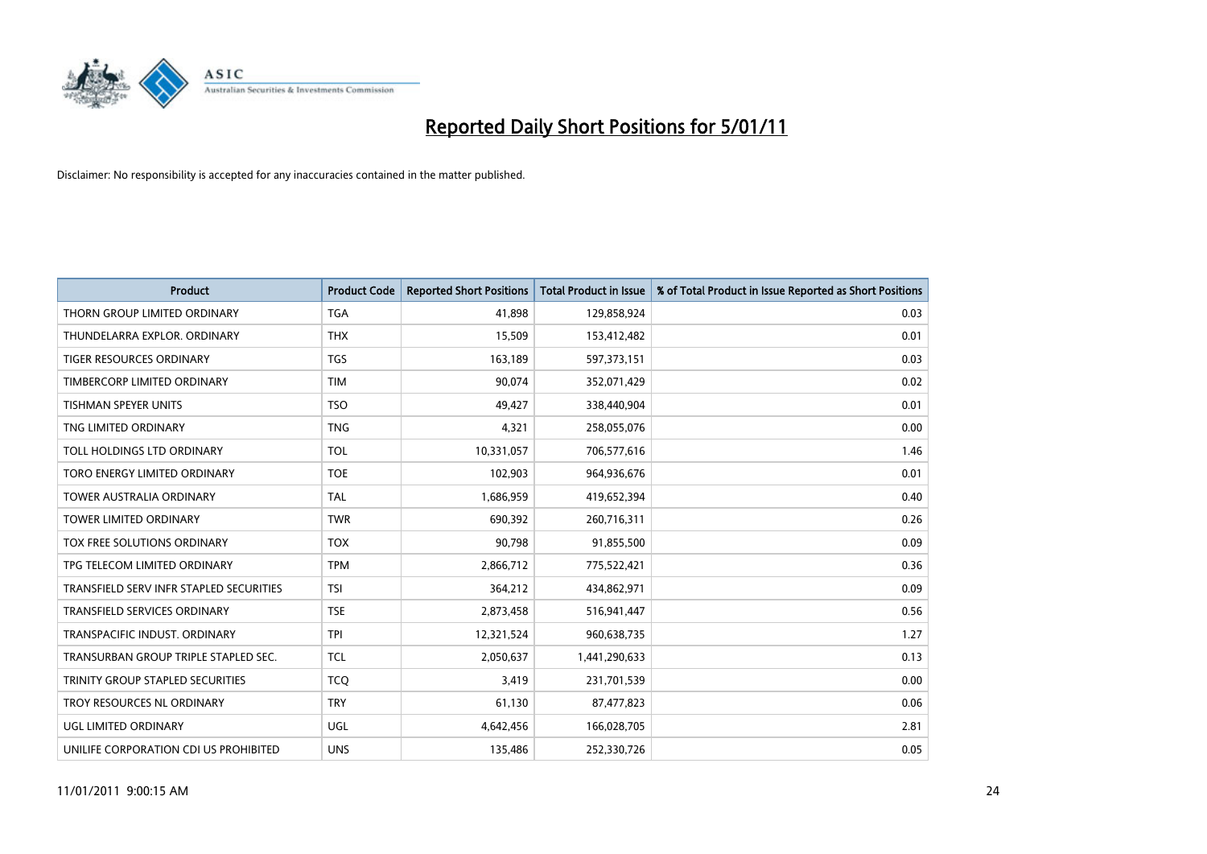# Reported Daily Short Positions for 5/01/11

Disclaimer: No responsibility is accepted for any inaccuracies contained in the matter published.

| Product | Product Code | Reported Short Positions | Total Product in Issue | % of Total Product in Issue Reported as Short Positions |
| --- | --- | --- | --- | --- |
| THORN GROUP LIMITED ORDINARY | TGA | 41,898 | 129,858,924 | 0.03 |
| THUNDELARRA EXPLOR. ORDINARY | THX | 15,509 | 153,412,482 | 0.01 |
| TIGER RESOURCES ORDINARY | TGS | 163,189 | 597,373,151 | 0.03 |
| TIMBERCORP LIMITED ORDINARY | TIM | 90,074 | 352,071,429 | 0.02 |
| TISHMAN SPEYER UNITS | TSO | 49,427 | 338,440,904 | 0.01 |
| TNG LIMITED ORDINARY | TNG | 4,321 | 258,055,076 | 0.00 |
| TOLL HOLDINGS LTD ORDINARY | TOL | 10,331,057 | 706,577,616 | 1.46 |
| TORO ENERGY LIMITED ORDINARY | TOE | 102,903 | 964,936,676 | 0.01 |
| TOWER AUSTRALIA ORDINARY | TAL | 1,686,959 | 419,652,394 | 0.40 |
| TOWER LIMITED ORDINARY | TWR | 690,392 | 260,716,311 | 0.26 |
| TOX FREE SOLUTIONS ORDINARY | TOX | 90,798 | 91,855,500 | 0.09 |
| TPG TELECOM LIMITED ORDINARY | TPM | 2,866,712 | 775,522,421 | 0.36 |
| TRANSFIELD SERV INFR STAPLED SECURITIES | TSI | 364,212 | 434,862,971 | 0.09 |
| TRANSFIELD SERVICES ORDINARY | TSE | 2,873,458 | 516,941,447 | 0.56 |
| TRANSPACIFIC INDUST. ORDINARY | TPI | 12,321,524 | 960,638,735 | 1.27 |
| TRANSURBAN GROUP TRIPLE STAPLED SEC. | TCL | 2,050,637 | 1,441,290,633 | 0.13 |
| TRINITY GROUP STAPLED SECURITIES | TCQ | 3,419 | 231,701,539 | 0.00 |
| TROY RESOURCES NL ORDINARY | TRY | 61,130 | 87,477,823 | 0.06 |
| UGL LIMITED ORDINARY | UGL | 4,642,456 | 166,028,705 | 2.81 |
| UNILIFE CORPORATION CDI US PROHIBITED | UNS | 135,486 | 252,330,726 | 0.05 |

11/01/2011 9:00:15 AM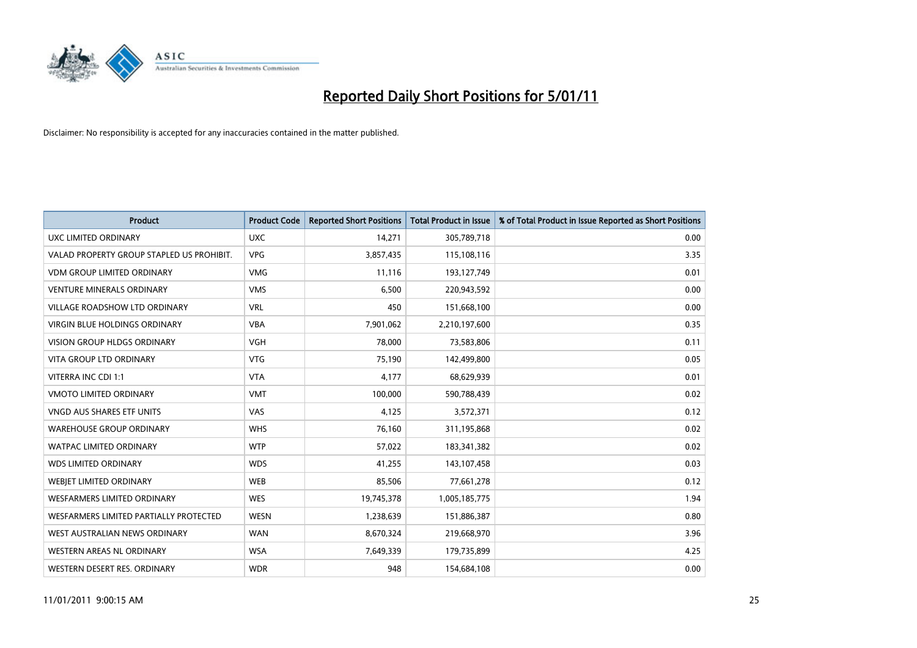# Reported Daily Short Positions for 5/01/11

Disclaimer: No responsibility is accepted for any inaccuracies contained in the matter published.

| Product | Product Code | Reported Short Positions | Total Product in Issue | % of Total Product in Issue Reported as Short Positions |
|---|---|---|---|---|
| UXC LIMITED ORDINARY | UXC | 14,271 | 305,789,718 | 0.00 |
| VALAD PROPERTY GROUP STAPLED US PROHIBIT. | VPG | 3,857,435 | 115,108,116 | 3.35 |
| VDM GROUP LIMITED ORDINARY | VMG | 11,116 | 193,127,749 | 0.01 |
| VENTURE MINERALS ORDINARY | VMS | 6,500 | 220,943,592 | 0.00 |
| VILLAGE ROADSHOW LTD ORDINARY | VRL | 450 | 151,668,100 | 0.00 |
| VIRGIN BLUE HOLDINGS ORDINARY | VBA | 7,901,062 | 2,210,197,600 | 0.35 |
| VISION GROUP HLDGS ORDINARY | VGH | 78,000 | 73,583,806 | 0.11 |
| VITA GROUP LTD ORDINARY | VTG | 75,190 | 142,499,800 | 0.05 |
| VITERRA INC CDI 1:1 | VTA | 4,177 | 68,629,939 | 0.01 |
| VMOTO LIMITED ORDINARY | VMT | 100,000 | 590,788,439 | 0.02 |
| VNGD AUS SHARES ETF UNITS | VAS | 4,125 | 3,572,371 | 0.12 |
| WAREHOUSE GROUP ORDINARY | WHS | 76,160 | 311,195,868 | 0.02 |
| WATPAC LIMITED ORDINARY | WTP | 57,022 | 183,341,382 | 0.02 |
| WDS LIMITED ORDINARY | WDS | 41,255 | 143,107,458 | 0.03 |
| WEBJET LIMITED ORDINARY | WEB | 85,506 | 77,661,278 | 0.12 |
| WESFARMERS LIMITED ORDINARY | WES | 19,745,378 | 1,005,185,775 | 1.94 |
| WESFARMERS LIMITED PARTIALLY PROTECTED | WESN | 1,238,639 | 151,886,387 | 0.80 |
| WEST AUSTRALIAN NEWS ORDINARY | WAN | 8,670,324 | 219,668,970 | 3.96 |
| WESTERN AREAS NL ORDINARY | WSA | 7,649,339 | 179,735,899 | 4.25 |
| WESTERN DESERT RES. ORDINARY | WDR | 948 | 154,684,108 | 0.00 |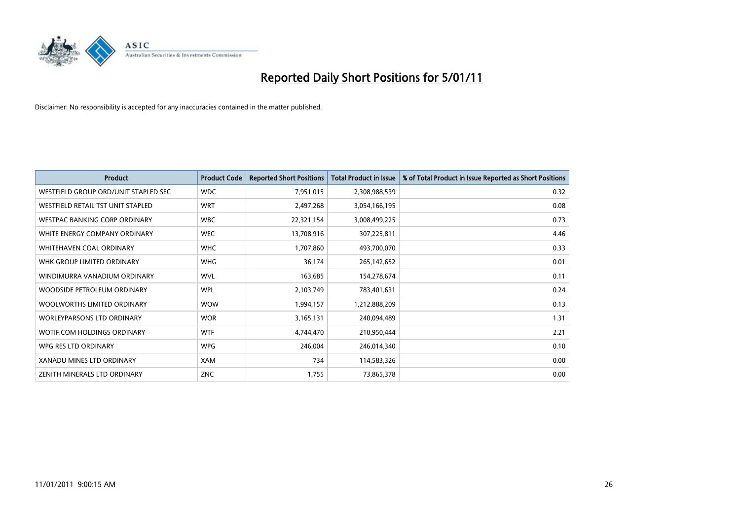# Reported Daily Short Positions for 5/01/11

Disclaimer: No responsibility is accepted for any inaccuracies contained in the matter published.

| Product | Product Code | Reported Short Positions | Total Product in Issue | % of Total Product in Issue Reported as Short Positions |
|---|---|---|---|---|
| WESTFIELD GROUP ORD/UNIT STAPLED SEC | WDC | 7,951,015 | 2,308,988,539 | 0.32 |
| WESTFIELD RETAIL TST UNIT STAPLED | WRT | 2,497,268 | 3,054,166,195 | 0.08 |
| WESTPAC BANKING CORP ORDINARY | WBC | 22,321,154 | 3,008,499,225 | 0.73 |
| WHITE ENERGY COMPANY ORDINARY | WEC | 13,708,916 | 307,225,811 | 4.46 |
| WHITEHAVEN COAL ORDINARY | WHC | 1,707,860 | 493,700,070 | 0.33 |
| WHK GROUP LIMITED ORDINARY | WHG | 36,174 | 265,142,652 | 0.01 |
| WINDIMURRA VANADIUM ORDINARY | WVL | 163,685 | 154,278,674 | 0.11 |
| WOODSIDE PETROLEUM ORDINARY | WPL | 2,103,749 | 783,401,631 | 0.24 |
| WOOLWORTHS LIMITED ORDINARY | WOW | 1,994,157 | 1,212,888,209 | 0.13 |
| WORLEYPARSONS LTD ORDINARY | WOR | 3,165,131 | 240,094,489 | 1.31 |
| WOTIF.COM HOLDINGS ORDINARY | WTF | 4,744,470 | 210,950,444 | 2.21 |
| WPG RES LTD ORDINARY | WPG | 246,004 | 246,014,340 | 0.10 |
| XANADU MINES LTD ORDINARY | XAM | 734 | 114,583,326 | 0.00 |
| ZENITH MINERALS LTD ORDINARY | ZNC | 1,755 | 73,865,378 | 0.00 |

11/01/2011 9:00:15 AM